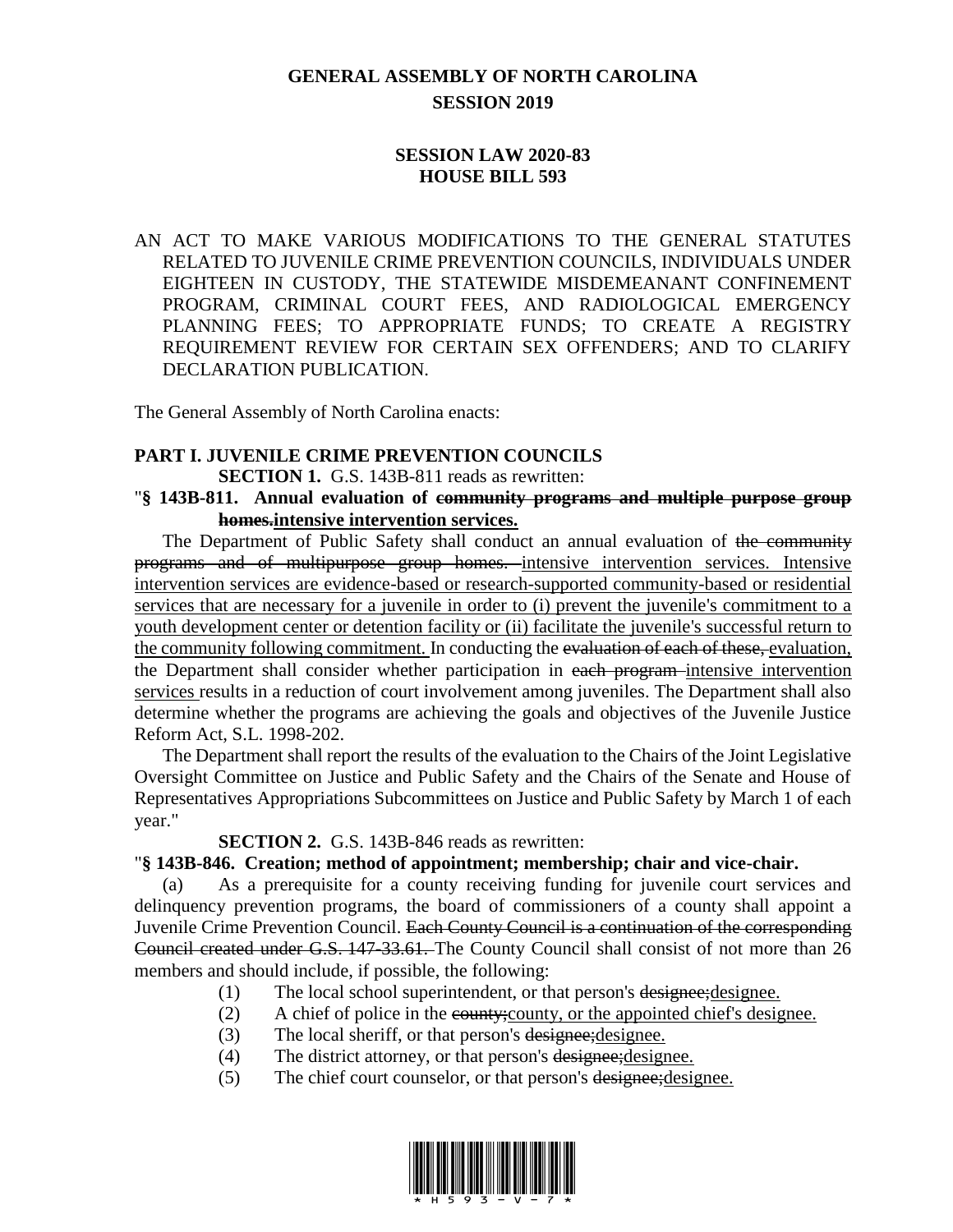# GENERAL ASSEMBLY OF NORTH CAROLINA
## SESSION 2019

## SESSION LAW 2020-83
## HOUSE BILL 593

AN ACT TO MAKE VARIOUS MODIFICATIONS TO THE GENERAL STATUTES RELATED TO JUVENILE CRIME PREVENTION COUNCILS, INDIVIDUALS UNDER EIGHTEEN IN CUSTODY, THE STATEWIDE MISDEMEANANT CONFINEMENT PROGRAM, CRIMINAL COURT FEES, AND RADIOLOGICAL EMERGENCY PLANNING FEES; TO APPROPRIATE FUNDS; TO CREATE A REGISTRY REQUIREMENT REVIEW FOR CERTAIN SEX OFFENDERS; AND TO CLARIFY DECLARATION PUBLICATION.

The General Assembly of North Carolina enacts:

**PART I. JUVENILE CRIME PREVENTION COUNCILS**

**SECTION 1.** G.S. 143B-811 reads as rewritten:

"**§ 143B-811. Annual evaluation of ~~community programs and multiple purpose group homes.~~<u>intensive intervention services.</u>**

The Department of Public Safety shall conduct an annual evaluation of ~~the community programs and of multipurpose group homes.~~ <u>intensive intervention services. Intensive intervention services are evidence-based or research-supported community-based or residential services that are necessary for a juvenile in order to (i) prevent the juvenile's commitment to a youth development center or detention facility or (ii) facilitate the juvenile's successful return to the community following commitment.</u> In conducting the ~~evaluation of each of these,~~ <u>evaluation,</u> the Department shall consider whether participation in ~~each program~~ <u>intensive intervention services</u> results in a reduction of court involvement among juveniles. The Department shall also determine whether the programs are achieving the goals and objectives of the Juvenile Justice Reform Act, S.L. 1998-202.

The Department shall report the results of the evaluation to the Chairs of the Joint Legislative Oversight Committee on Justice and Public Safety and the Chairs of the Senate and House of Representatives Appropriations Subcommittees on Justice and Public Safety by March 1 of each year."

**SECTION 2.** G.S. 143B-846 reads as rewritten:

"**§ 143B-846. Creation; method of appointment; membership; chair and vice-chair.**

(a) As a prerequisite for a county receiving funding for juvenile court services and delinquency prevention programs, the board of commissioners of a county shall appoint a Juvenile Crime Prevention Council. ~~Each County Council is a continuation of the corresponding Council created under G.S. 147-33.61.~~ The County Council shall consist of not more than 26 members and should include, if possible, the following:

(1) The local school superintendent, or that person's ~~designee;~~<u>designee.</u>

(2) A chief of police in the ~~county;~~<u>county, or the appointed chief's designee.</u>

(3) The local sheriff, or that person's ~~designee;~~<u>designee.</u>

(4) The district attorney, or that person's ~~designee;~~<u>designee.</u>

(5) The chief court counselor, or that person's ~~designee;~~<u>designee.</u>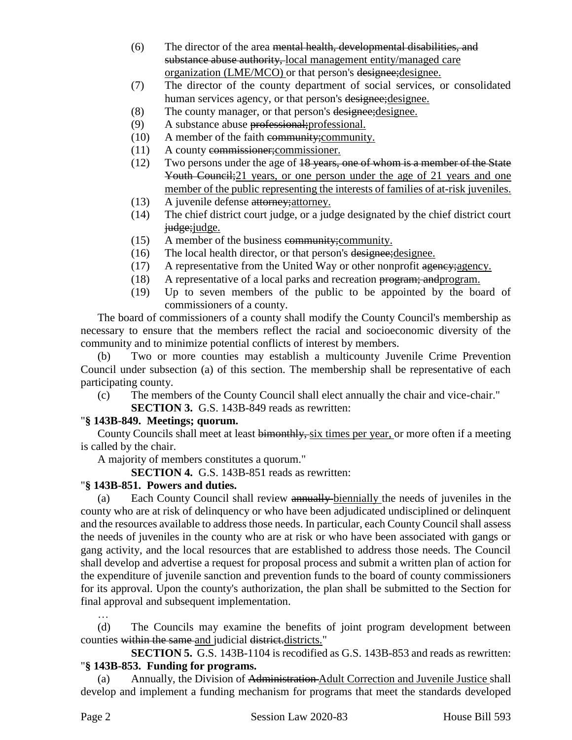(6) The director of the area ~~mental health, developmental disabilities, and substance abuse authority,~~ <u>local management entity/managed care organization (LME/MCO)</u> or that person's ~~designee;~~<u>designee.</u>

(7) The director of the county department of social services, or consolidated human services agency, or that person's ~~designee;~~<u>designee.</u>

(8) The county manager, or that person's ~~designee;~~<u>designee.</u>

(9) A substance abuse ~~professional;~~<u>professional.</u>

(10) A member of the faith ~~community;~~<u>community.</u>

(11) A county ~~commissioner;~~<u>commissioner.</u>

(12) Two persons under the age of ~~18 years, one of whom is a member of the State Youth Council;~~<u>21 years, or one person under the age of 21 years and one member of the public representing the interests of families of at-risk juveniles.</u>

(13) A juvenile defense ~~attorney;~~<u>attorney.</u>

(14) The chief district court judge, or a judge designated by the chief district court ~~judge;~~<u>judge.</u>

(15) A member of the business ~~community;~~<u>community.</u>

(16) The local health director, or that person's ~~designee;~~<u>designee.</u>

(17) A representative from the United Way or other nonprofit ~~agency;~~<u>agency.</u>

(18) A representative of a local parks and recreation ~~program; and~~<u>program.</u>

(19) Up to seven members of the public to be appointed by the board of commissioners of a county.

The board of commissioners of a county shall modify the County Council's membership as necessary to ensure that the members reflect the racial and socioeconomic diversity of the community and to minimize potential conflicts of interest by members.

(b) Two or more counties may establish a multicounty Juvenile Crime Prevention Council under subsection (a) of this section. The membership shall be representative of each participating county.

(c) The members of the County Council shall elect annually the chair and vice-chair."

**SECTION 3.** G.S. 143B-849 reads as rewritten:

"**§ 143B-849. Meetings; quorum.**

County Councils shall meet at least ~~bimonthly,~~ <u>six times per year,</u> or more often if a meeting is called by the chair.

A majority of members constitutes a quorum."

**SECTION 4.** G.S. 143B-851 reads as rewritten:

"**§ 143B-851. Powers and duties.**

(a) Each County Council shall review ~~annually~~ <u>biennially</u> the needs of juveniles in the county who are at risk of delinquency or who have been adjudicated undisciplined or delinquent and the resources available to address those needs. In particular, each County Council shall assess the needs of juveniles in the county who are at risk or who have been associated with gangs or gang activity, and the local resources that are established to address those needs. The Council shall develop and advertise a request for proposal process and submit a written plan of action for the expenditure of juvenile sanction and prevention funds to the board of county commissioners for its approval. Upon the county's authorization, the plan shall be submitted to the Section for final approval and subsequent implementation.

…

(d) The Councils may examine the benefits of joint program development between counties ~~within the same~~ <u>and</u> judicial ~~district.~~<u>districts.</u>"

**SECTION 5.** G.S. 143B-1104 is recodified as G.S. 143B-853 and reads as rewritten:

"**§ 143B-853. Funding for programs.**

(a) Annually, the Division of ~~Administration~~ <u>Adult Correction and Juvenile Justice</u> shall develop and implement a funding mechanism for programs that meet the standards developed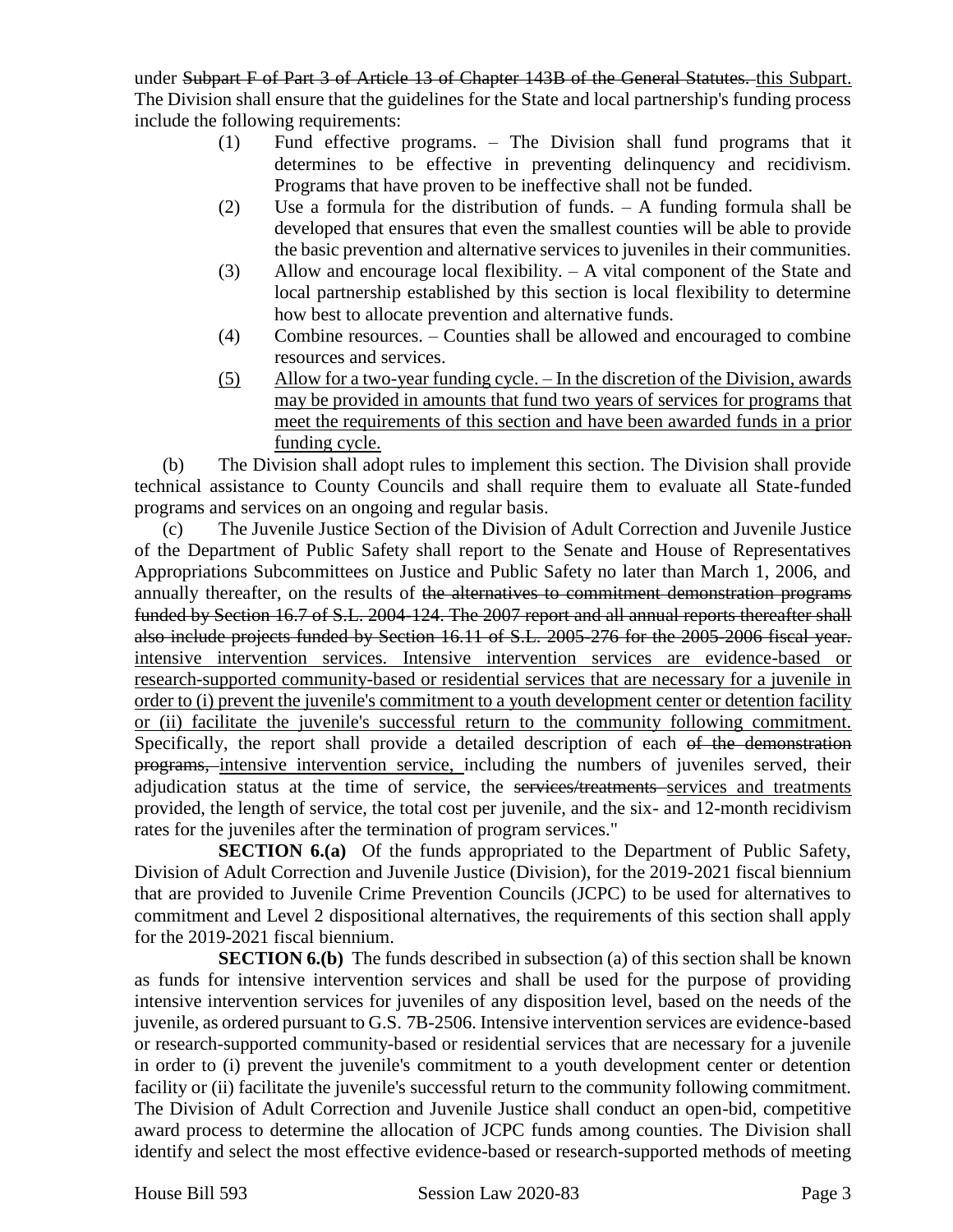under ~~Subpart F of Part 3 of Article 13 of Chapter 143B of the General Statutes.~~ <u>this Subpart.</u> The Division shall ensure that the guidelines for the State and local partnership's funding process include the following requirements:

(1) Fund effective programs. – The Division shall fund programs that it determines to be effective in preventing delinquency and recidivism. Programs that have proven to be ineffective shall not be funded.

(2) Use a formula for the distribution of funds. – A funding formula shall be developed that ensures that even the smallest counties will be able to provide the basic prevention and alternative services to juveniles in their communities.

(3) Allow and encourage local flexibility. – A vital component of the State and local partnership established by this section is local flexibility to determine how best to allocate prevention and alternative funds.

(4) Combine resources. – Counties shall be allowed and encouraged to combine resources and services.

<u>(5) Allow for a two-year funding cycle. – In the discretion of the Division, awards may be provided in amounts that fund two years of services for programs that meet the requirements of this section and have been awarded funds in a prior funding cycle.</u>

(b) The Division shall adopt rules to implement this section. The Division shall provide technical assistance to County Councils and shall require them to evaluate all State-funded programs and services on an ongoing and regular basis.

(c) The Juvenile Justice Section of the Division of Adult Correction and Juvenile Justice of the Department of Public Safety shall report to the Senate and House of Representatives Appropriations Subcommittees on Justice and Public Safety no later than March 1, 2006, and annually thereafter, on the results of ~~the alternatives to commitment demonstration programs funded by Section 16.7 of S.L. 2004-124. The 2007 report and all annual reports thereafter shall also include projects funded by Section 16.11 of S.L. 2005-276 for the 2005-2006 fiscal year.~~ <u>intensive intervention services. Intensive intervention services are evidence-based or research-supported community-based or residential services that are necessary for a juvenile in order to (i) prevent the juvenile's commitment to a youth development center or detention facility or (ii) facilitate the juvenile's successful return to the community following commitment.</u> Specifically, the report shall provide a detailed description of each ~~of the demonstration programs,~~ <u>intensive intervention service,</u> including the numbers of juveniles served, their adjudication status at the time of service, the ~~services/treatments~~ <u>services and treatments</u> provided, the length of service, the total cost per juvenile, and the six- and 12-month recidivism rates for the juveniles after the termination of program services."

**SECTION 6.(a)** Of the funds appropriated to the Department of Public Safety, Division of Adult Correction and Juvenile Justice (Division), for the 2019-2021 fiscal biennium that are provided to Juvenile Crime Prevention Councils (JCPC) to be used for alternatives to commitment and Level 2 dispositional alternatives, the requirements of this section shall apply for the 2019-2021 fiscal biennium.

**SECTION 6.(b)** The funds described in subsection (a) of this section shall be known as funds for intensive intervention services and shall be used for the purpose of providing intensive intervention services for juveniles of any disposition level, based on the needs of the juvenile, as ordered pursuant to G.S. 7B-2506. Intensive intervention services are evidence-based or research-supported community-based or residential services that are necessary for a juvenile in order to (i) prevent the juvenile's commitment to a youth development center or detention facility or (ii) facilitate the juvenile's successful return to the community following commitment. The Division of Adult Correction and Juvenile Justice shall conduct an open-bid, competitive award process to determine the allocation of JCPC funds among counties. The Division shall identify and select the most effective evidence-based or research-supported methods of meeting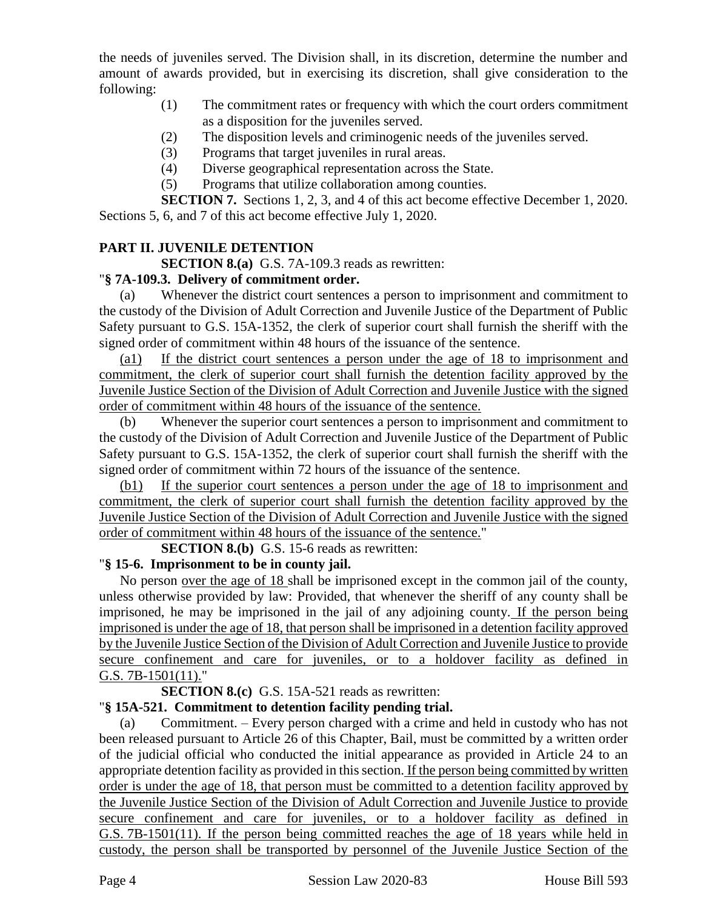the needs of juveniles served. The Division shall, in its discretion, determine the number and amount of awards provided, but in exercising its discretion, shall give consideration to the following:

(1) The commitment rates or frequency with which the court orders commitment as a disposition for the juveniles served.

(2) The disposition levels and criminogenic needs of the juveniles served.

(3) Programs that target juveniles in rural areas.

(4) Diverse geographical representation across the State.

(5) Programs that utilize collaboration among counties.

**SECTION 7.** Sections 1, 2, 3, and 4 of this act become effective December 1, 2020. Sections 5, 6, and 7 of this act become effective July 1, 2020.

**PART II. JUVENILE DETENTION**

**SECTION 8.(a)** G.S. 7A-109.3 reads as rewritten:

"**§ 7A-109.3. Delivery of commitment order.**

(a) Whenever the district court sentences a person to imprisonment and commitment to the custody of the Division of Adult Correction and Juvenile Justice of the Department of Public Safety pursuant to G.S. 15A-1352, the clerk of superior court shall furnish the sheriff with the signed order of commitment within 48 hours of the issuance of the sentence.

<u>(a1) If the district court sentences a person under the age of 18 to imprisonment and commitment, the clerk of superior court shall furnish the detention facility approved by the Juvenile Justice Section of the Division of Adult Correction and Juvenile Justice with the signed order of commitment within 48 hours of the issuance of the sentence.</u>

(b) Whenever the superior court sentences a person to imprisonment and commitment to the custody of the Division of Adult Correction and Juvenile Justice of the Department of Public Safety pursuant to G.S. 15A-1352, the clerk of superior court shall furnish the sheriff with the signed order of commitment within 72 hours of the issuance of the sentence.

<u>(b1) If the superior court sentences a person under the age of 18 to imprisonment and commitment, the clerk of superior court shall furnish the detention facility approved by the Juvenile Justice Section of the Division of Adult Correction and Juvenile Justice with the signed order of commitment within 48 hours of the issuance of the sentence.</u>"

**SECTION 8.(b)** G.S. 15-6 reads as rewritten:

"**§ 15-6. Imprisonment to be in county jail.**

No person <u>over the age of 18</u> shall be imprisoned except in the common jail of the county, unless otherwise provided by law: Provided, that whenever the sheriff of any county shall be imprisoned, he may be imprisoned in the jail of any adjoining county. <u>If the person being imprisoned is under the age of 18, that person shall be imprisoned in a detention facility approved by the Juvenile Justice Section of the Division of Adult Correction and Juvenile Justice to provide secure confinement and care for juveniles, or to a holdover facility as defined in G.S. 7B-1501(11).</u>"

**SECTION 8.(c)** G.S. 15A-521 reads as rewritten:

"**§ 15A-521. Commitment to detention facility pending trial.**

(a) Commitment. – Every person charged with a crime and held in custody who has not been released pursuant to Article 26 of this Chapter, Bail, must be committed by a written order of the judicial official who conducted the initial appearance as provided in Article 24 to an appropriate detention facility as provided in this section. <u>If the person being committed by written order is under the age of 18, that person must be committed to a detention facility approved by the Juvenile Justice Section of the Division of Adult Correction and Juvenile Justice to provide secure confinement and care for juveniles, or to a holdover facility as defined in G.S. 7B-1501(11). If the person being committed reaches the age of 18 years while held in custody, the person shall be transported by personnel of the Juvenile Justice Section of the</u>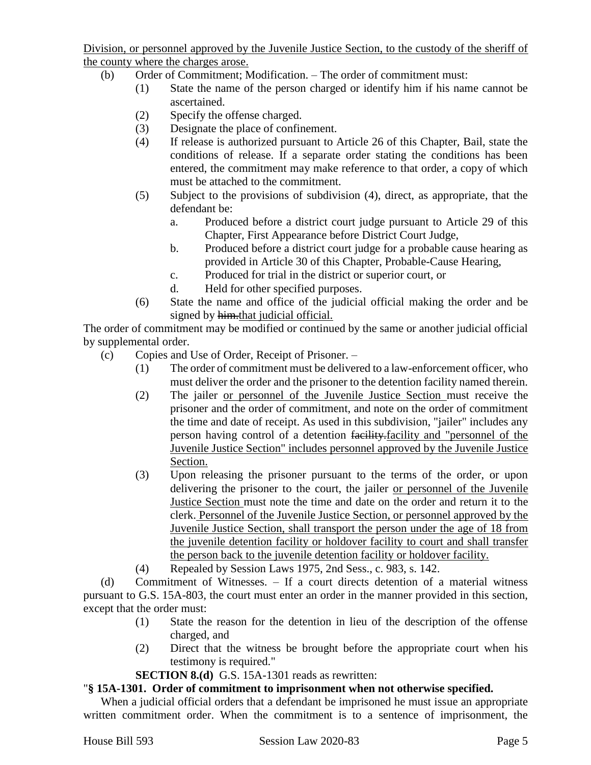Division, or personnel approved by the Juvenile Justice Section, to the custody of the sheriff of the county where the charges arose.

(b) Order of Commitment; Modification. – The order of commitment must:

(1) State the name of the person charged or identify him if his name cannot be ascertained.

(2) Specify the offense charged.

(3) Designate the place of confinement.

(4) If release is authorized pursuant to Article 26 of this Chapter, Bail, state the conditions of release. If a separate order stating the conditions has been entered, the commitment may make reference to that order, a copy of which must be attached to the commitment.

(5) Subject to the provisions of subdivision (4), direct, as appropriate, that the defendant be:

a. Produced before a district court judge pursuant to Article 29 of this Chapter, First Appearance before District Court Judge,

b. Produced before a district court judge for a probable cause hearing as provided in Article 30 of this Chapter, Probable-Cause Hearing,

c. Produced for trial in the district or superior court, or

d. Held for other specified purposes.

(6) State the name and office of the judicial official making the order and be signed by ~~him.~~that judicial official.

The order of commitment may be modified or continued by the same or another judicial official by supplemental order.

(c) Copies and Use of Order, Receipt of Prisoner. –

(1) The order of commitment must be delivered to a law-enforcement officer, who must deliver the order and the prisoner to the detention facility named therein.

(2) The jailer or personnel of the Juvenile Justice Section must receive the prisoner and the order of commitment, and note on the order of commitment the time and date of receipt. As used in this subdivision, "jailer" includes any person having control of a detention ~~facility.~~facility and "personnel of the Juvenile Justice Section" includes personnel approved by the Juvenile Justice Section.

(3) Upon releasing the prisoner pursuant to the terms of the order, or upon delivering the prisoner to the court, the jailer or personnel of the Juvenile Justice Section must note the time and date on the order and return it to the clerk. Personnel of the Juvenile Justice Section, or personnel approved by the Juvenile Justice Section, shall transport the person under the age of 18 from the juvenile detention facility or holdover facility to court and shall transfer the person back to the juvenile detention facility or holdover facility.

(4) Repealed by Session Laws 1975, 2nd Sess., c. 983, s. 142.

(d) Commitment of Witnesses. – If a court directs detention of a material witness pursuant to G.S. 15A-803, the court must enter an order in the manner provided in this section, except that the order must:

(1) State the reason for the detention in lieu of the description of the offense charged, and

(2) Direct that the witness be brought before the appropriate court when his testimony is required."

**SECTION 8.(d)** G.S. 15A-1301 reads as rewritten:

"**§ 15A-1301. Order of commitment to imprisonment when not otherwise specified.**

When a judicial official orders that a defendant be imprisoned he must issue an appropriate written commitment order. When the commitment is to a sentence of imprisonment, the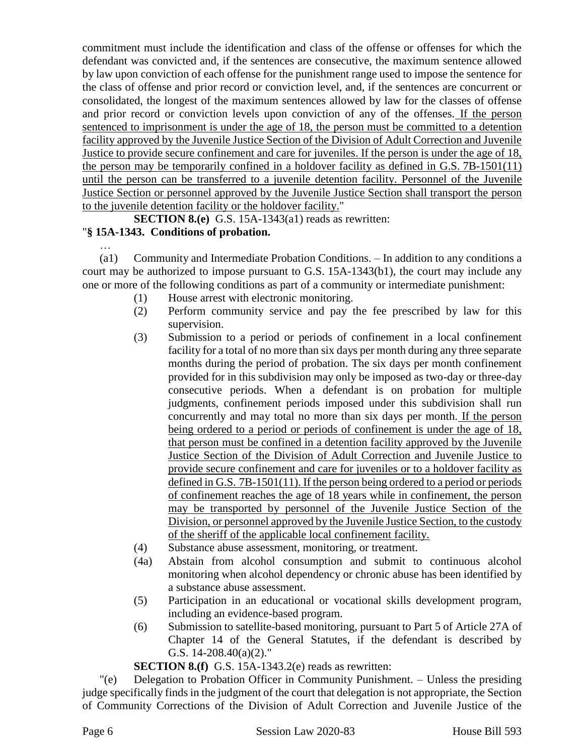commitment must include the identification and class of the offense or offenses for which the defendant was convicted and, if the sentences are consecutive, the maximum sentence allowed by law upon conviction of each offense for the punishment range used to impose the sentence for the class of offense and prior record or conviction level, and, if the sentences are concurrent or consolidated, the longest of the maximum sentences allowed by law for the classes of offense and prior record or conviction levels upon conviction of any of the offenses. <u>If the person sentenced to imprisonment is under the age of 18, the person must be committed to a detention facility approved by the Juvenile Justice Section of the Division of Adult Correction and Juvenile Justice to provide secure confinement and care for juveniles. If the person is under the age of 18, the person may be temporarily confined in a holdover facility as defined in G.S. 7B-1501(11) until the person can be transferred to a juvenile detention facility. Personnel of the Juvenile Justice Section or personnel approved by the Juvenile Justice Section shall transport the person to the juvenile detention facility or the holdover facility.</u>"

**SECTION 8.(e)** G.S. 15A-1343(a1) reads as rewritten:

"**§ 15A-1343. Conditions of probation.**

…

(a1) Community and Intermediate Probation Conditions. – In addition to any conditions a court may be authorized to impose pursuant to G.S. 15A-1343(b1), the court may include any one or more of the following conditions as part of a community or intermediate punishment:

(1) House arrest with electronic monitoring.

(2) Perform community service and pay the fee prescribed by law for this supervision.

(3) Submission to a period or periods of confinement in a local confinement facility for a total of no more than six days per month during any three separate months during the period of probation. The six days per month confinement provided for in this subdivision may only be imposed as two-day or three-day consecutive periods. When a defendant is on probation for multiple judgments, confinement periods imposed under this subdivision shall run concurrently and may total no more than six days per month. <u>If the person being ordered to a period or periods of confinement is under the age of 18, that person must be confined in a detention facility approved by the Juvenile Justice Section of the Division of Adult Correction and Juvenile Justice to provide secure confinement and care for juveniles or to a holdover facility as defined in G.S. 7B-1501(11). If the person being ordered to a period or periods of confinement reaches the age of 18 years while in confinement, the person may be transported by personnel of the Juvenile Justice Section of the Division, or personnel approved by the Juvenile Justice Section, to the custody of the sheriff of the applicable local confinement facility.</u>

(4) Substance abuse assessment, monitoring, or treatment.

(4a) Abstain from alcohol consumption and submit to continuous alcohol monitoring when alcohol dependency or chronic abuse has been identified by a substance abuse assessment.

(5) Participation in an educational or vocational skills development program, including an evidence-based program.

(6) Submission to satellite-based monitoring, pursuant to Part 5 of Article 27A of Chapter 14 of the General Statutes, if the defendant is described by G.S. 14-208.40(a)(2)."

**SECTION 8.(f)** G.S. 15A-1343.2(e) reads as rewritten:

"(e) Delegation to Probation Officer in Community Punishment. – Unless the presiding judge specifically finds in the judgment of the court that delegation is not appropriate, the Section of Community Corrections of the Division of Adult Correction and Juvenile Justice of the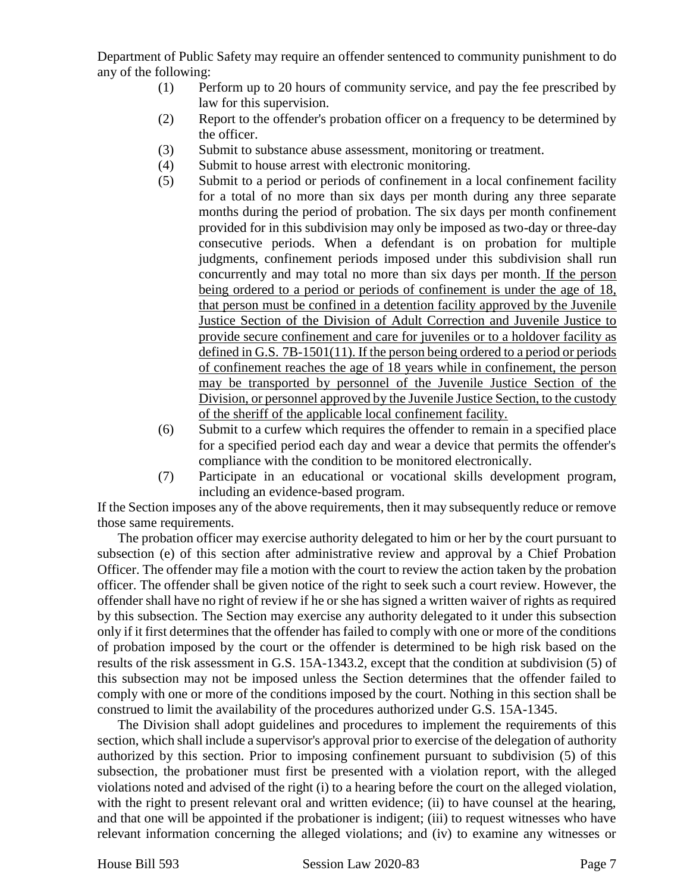Department of Public Safety may require an offender sentenced to community punishment to do any of the following:

(1) Perform up to 20 hours of community service, and pay the fee prescribed by law for this supervision.

(2) Report to the offender's probation officer on a frequency to be determined by the officer.

(3) Submit to substance abuse assessment, monitoring or treatment.

(4) Submit to house arrest with electronic monitoring.

(5) Submit to a period or periods of confinement in a local confinement facility for a total of no more than six days per month during any three separate months during the period of probation. The six days per month confinement provided for in this subdivision may only be imposed as two-day or three-day consecutive periods. When a defendant is on probation for multiple judgments, confinement periods imposed under this subdivision shall run concurrently and may total no more than six days per month. <u>If the person being ordered to a period or periods of confinement is under the age of 18, that person must be confined in a detention facility approved by the Juvenile Justice Section of the Division of Adult Correction and Juvenile Justice to provide secure confinement and care for juveniles or to a holdover facility as defined in G.S. 7B-1501(11). If the person being ordered to a period or periods of confinement reaches the age of 18 years while in confinement, the person may be transported by personnel of the Juvenile Justice Section of the Division, or personnel approved by the Juvenile Justice Section, to the custody of the sheriff of the applicable local confinement facility.</u>

(6) Submit to a curfew which requires the offender to remain in a specified place for a specified period each day and wear a device that permits the offender's compliance with the condition to be monitored electronically.

(7) Participate in an educational or vocational skills development program, including an evidence-based program.

If the Section imposes any of the above requirements, then it may subsequently reduce or remove those same requirements.

The probation officer may exercise authority delegated to him or her by the court pursuant to subsection (e) of this section after administrative review and approval by a Chief Probation Officer. The offender may file a motion with the court to review the action taken by the probation officer. The offender shall be given notice of the right to seek such a court review. However, the offender shall have no right of review if he or she has signed a written waiver of rights as required by this subsection. The Section may exercise any authority delegated to it under this subsection only if it first determines that the offender has failed to comply with one or more of the conditions of probation imposed by the court or the offender is determined to be high risk based on the results of the risk assessment in G.S. 15A-1343.2, except that the condition at subdivision (5) of this subsection may not be imposed unless the Section determines that the offender failed to comply with one or more of the conditions imposed by the court. Nothing in this section shall be construed to limit the availability of the procedures authorized under G.S. 15A-1345.

The Division shall adopt guidelines and procedures to implement the requirements of this section, which shall include a supervisor's approval prior to exercise of the delegation of authority authorized by this section. Prior to imposing confinement pursuant to subdivision (5) of this subsection, the probationer must first be presented with a violation report, with the alleged violations noted and advised of the right (i) to a hearing before the court on the alleged violation, with the right to present relevant oral and written evidence; (ii) to have counsel at the hearing, and that one will be appointed if the probationer is indigent; (iii) to request witnesses who have relevant information concerning the alleged violations; and (iv) to examine any witnesses or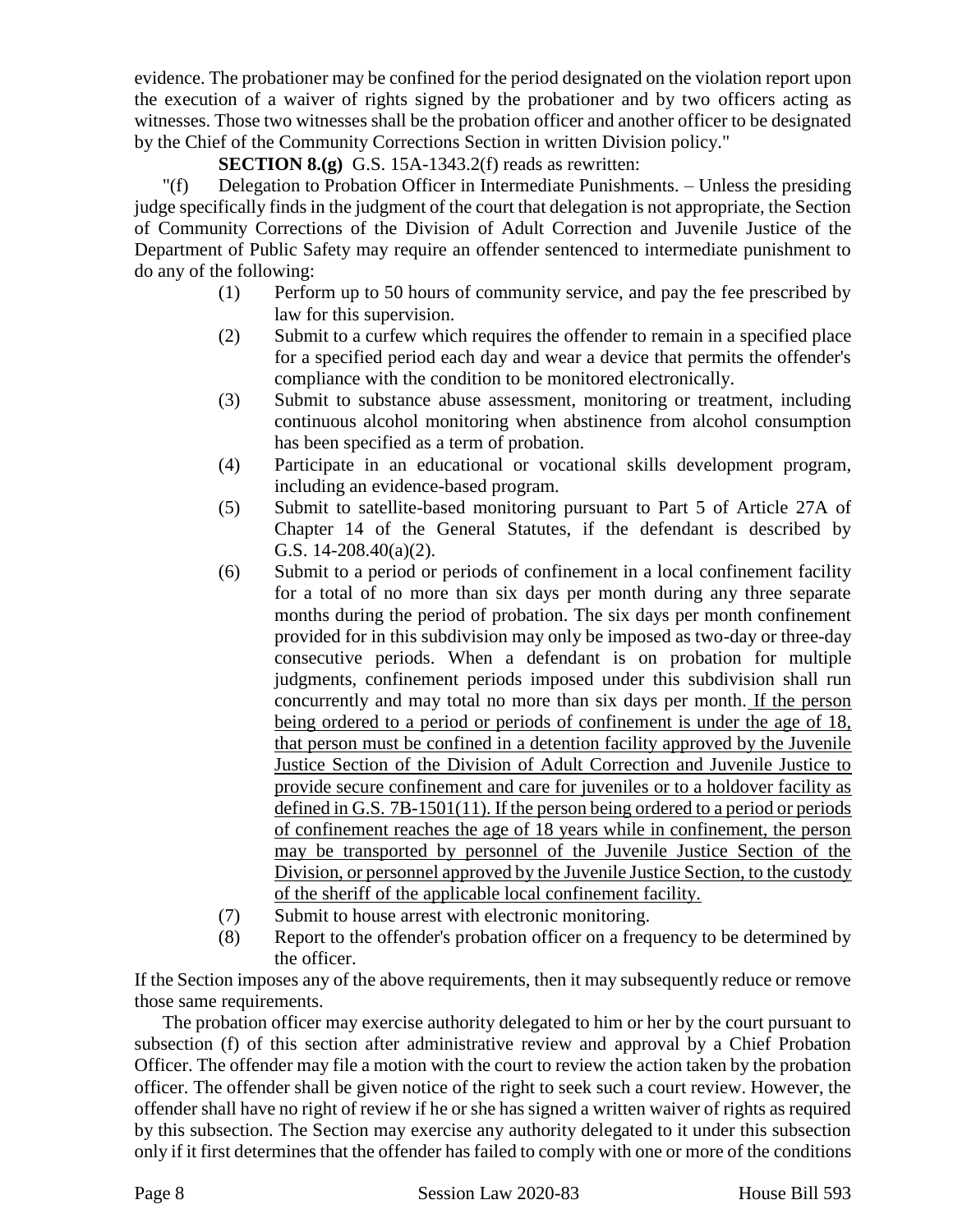evidence. The probationer may be confined for the period designated on the violation report upon the execution of a waiver of rights signed by the probationer and by two officers acting as witnesses. Those two witnesses shall be the probation officer and another officer to be designated by the Chief of the Community Corrections Section in written Division policy."

**SECTION 8.(g)** G.S. 15A-1343.2(f) reads as rewritten:

"(f) Delegation to Probation Officer in Intermediate Punishments. – Unless the presiding judge specifically finds in the judgment of the court that delegation is not appropriate, the Section of Community Corrections of the Division of Adult Correction and Juvenile Justice of the Department of Public Safety may require an offender sentenced to intermediate punishment to do any of the following:

(1) Perform up to 50 hours of community service, and pay the fee prescribed by law for this supervision.

(2) Submit to a curfew which requires the offender to remain in a specified place for a specified period each day and wear a device that permits the offender's compliance with the condition to be monitored electronically.

(3) Submit to substance abuse assessment, monitoring or treatment, including continuous alcohol monitoring when abstinence from alcohol consumption has been specified as a term of probation.

(4) Participate in an educational or vocational skills development program, including an evidence-based program.

(5) Submit to satellite-based monitoring pursuant to Part 5 of Article 27A of Chapter 14 of the General Statutes, if the defendant is described by G.S. 14-208.40(a)(2).

(6) Submit to a period or periods of confinement in a local confinement facility for a total of no more than six days per month during any three separate months during the period of probation. The six days per month confinement provided for in this subdivision may only be imposed as two-day or three-day consecutive periods. When a defendant is on probation for multiple judgments, confinement periods imposed under this subdivision shall run concurrently and may total no more than six days per month. <u>If the person being ordered to a period or periods of confinement is under the age of 18, that person must be confined in a detention facility approved by the Juvenile Justice Section of the Division of Adult Correction and Juvenile Justice to provide secure confinement and care for juveniles or to a holdover facility as defined in G.S. 7B-1501(11). If the person being ordered to a period or periods of confinement reaches the age of 18 years while in confinement, the person may be transported by personnel of the Juvenile Justice Section of the Division, or personnel approved by the Juvenile Justice Section, to the custody of the sheriff of the applicable local confinement facility.</u>

(7) Submit to house arrest with electronic monitoring.

(8) Report to the offender's probation officer on a frequency to be determined by the officer.

If the Section imposes any of the above requirements, then it may subsequently reduce or remove those same requirements.

The probation officer may exercise authority delegated to him or her by the court pursuant to subsection (f) of this section after administrative review and approval by a Chief Probation Officer. The offender may file a motion with the court to review the action taken by the probation officer. The offender shall be given notice of the right to seek such a court review. However, the offender shall have no right of review if he or she has signed a written waiver of rights as required by this subsection. The Section may exercise any authority delegated to it under this subsection only if it first determines that the offender has failed to comply with one or more of the conditions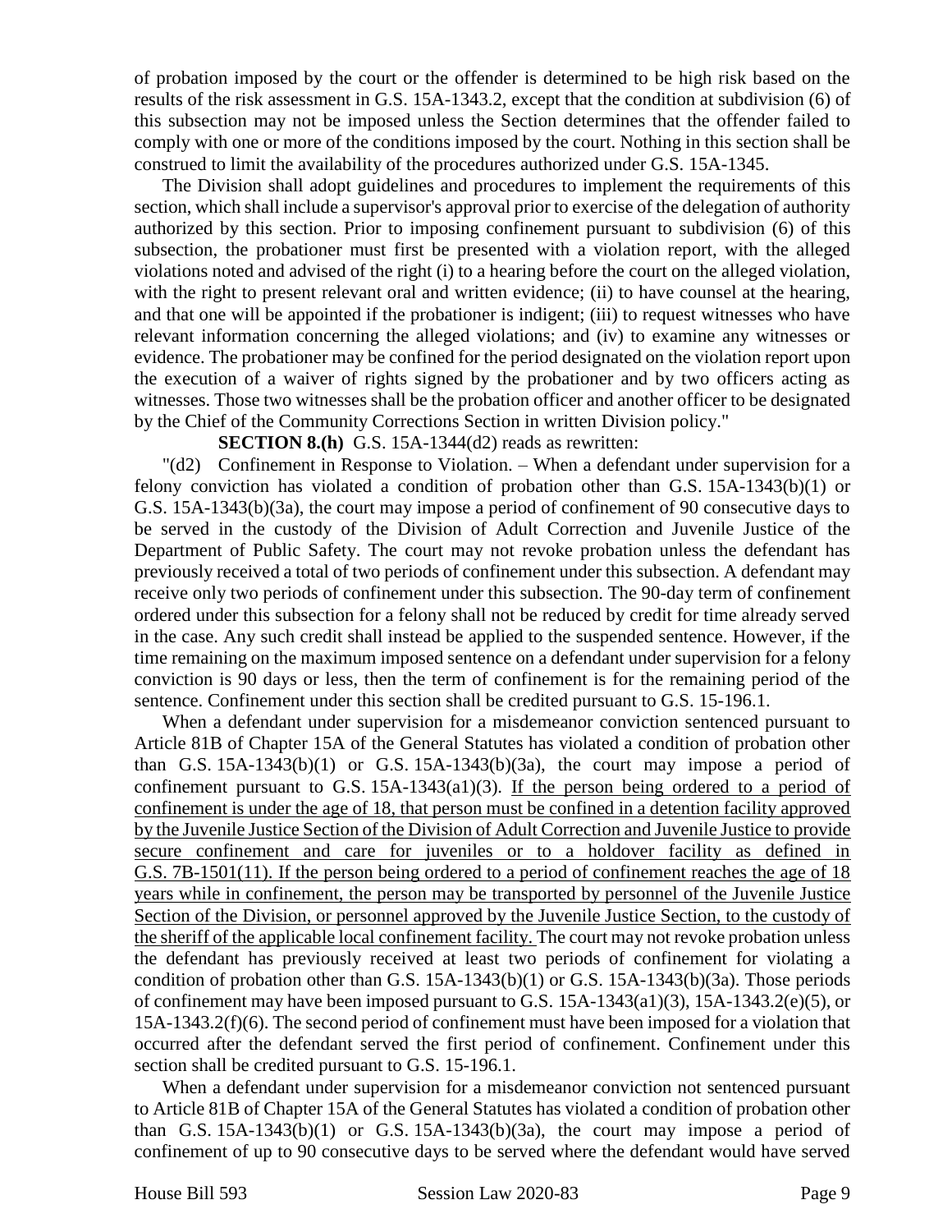of probation imposed by the court or the offender is determined to be high risk based on the results of the risk assessment in G.S. 15A-1343.2, except that the condition at subdivision (6) of this subsection may not be imposed unless the Section determines that the offender failed to comply with one or more of the conditions imposed by the court. Nothing in this section shall be construed to limit the availability of the procedures authorized under G.S. 15A-1345.

The Division shall adopt guidelines and procedures to implement the requirements of this section, which shall include a supervisor's approval prior to exercise of the delegation of authority authorized by this section. Prior to imposing confinement pursuant to subdivision (6) of this subsection, the probationer must first be presented with a violation report, with the alleged violations noted and advised of the right (i) to a hearing before the court on the alleged violation, with the right to present relevant oral and written evidence; (ii) to have counsel at the hearing, and that one will be appointed if the probationer is indigent; (iii) to request witnesses who have relevant information concerning the alleged violations; and (iv) to examine any witnesses or evidence. The probationer may be confined for the period designated on the violation report upon the execution of a waiver of rights signed by the probationer and by two officers acting as witnesses. Those two witnesses shall be the probation officer and another officer to be designated by the Chief of the Community Corrections Section in written Division policy."

**SECTION 8.(h)** G.S. 15A-1344(d2) reads as rewritten:

"(d2) Confinement in Response to Violation. – When a defendant under supervision for a felony conviction has violated a condition of probation other than G.S. 15A-1343(b)(1) or G.S. 15A-1343(b)(3a), the court may impose a period of confinement of 90 consecutive days to be served in the custody of the Division of Adult Correction and Juvenile Justice of the Department of Public Safety. The court may not revoke probation unless the defendant has previously received a total of two periods of confinement under this subsection. A defendant may receive only two periods of confinement under this subsection. The 90-day term of confinement ordered under this subsection for a felony shall not be reduced by credit for time already served in the case. Any such credit shall instead be applied to the suspended sentence. However, if the time remaining on the maximum imposed sentence on a defendant under supervision for a felony conviction is 90 days or less, then the term of confinement is for the remaining period of the sentence. Confinement under this section shall be credited pursuant to G.S. 15-196.1.

When a defendant under supervision for a misdemeanor conviction sentenced pursuant to Article 81B of Chapter 15A of the General Statutes has violated a condition of probation other than G.S. 15A-1343(b)(1) or G.S. 15A-1343(b)(3a), the court may impose a period of confinement pursuant to G.S. 15A-1343(a1)(3). <u>If the person being ordered to a period of confinement is under the age of 18, that person must be confined in a detention facility approved by the Juvenile Justice Section of the Division of Adult Correction and Juvenile Justice to provide secure confinement and care for juveniles or to a holdover facility as defined in G.S. 7B-1501(11). If the person being ordered to a period of confinement reaches the age of 18 years while in confinement, the person may be transported by personnel of the Juvenile Justice Section of the Division, or personnel approved by the Juvenile Justice Section, to the custody of the sheriff of the applicable local confinement facility.</u> The court may not revoke probation unless the defendant has previously received at least two periods of confinement for violating a condition of probation other than G.S. 15A-1343(b)(1) or G.S. 15A-1343(b)(3a). Those periods of confinement may have been imposed pursuant to G.S. 15A-1343(a1)(3), 15A-1343.2(e)(5), or 15A-1343.2(f)(6). The second period of confinement must have been imposed for a violation that occurred after the defendant served the first period of confinement. Confinement under this section shall be credited pursuant to G.S. 15-196.1.

When a defendant under supervision for a misdemeanor conviction not sentenced pursuant to Article 81B of Chapter 15A of the General Statutes has violated a condition of probation other than G.S. 15A-1343(b)(1) or G.S. 15A-1343(b)(3a), the court may impose a period of confinement of up to 90 consecutive days to be served where the defendant would have served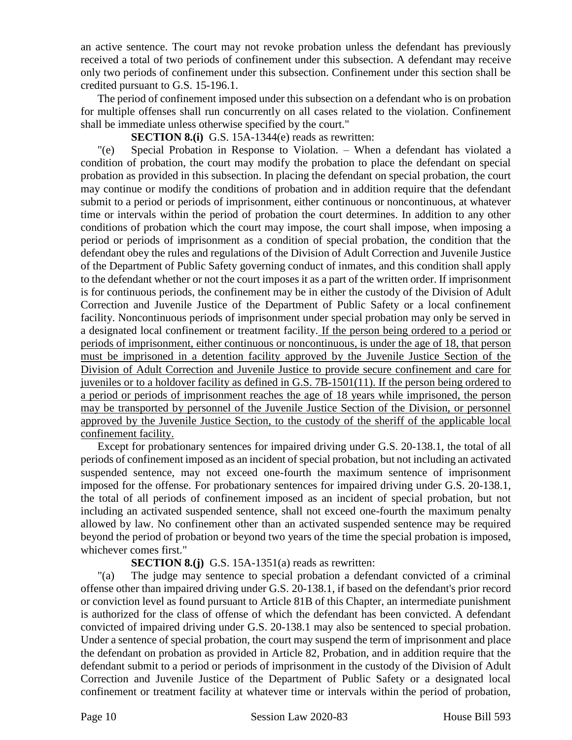an active sentence. The court may not revoke probation unless the defendant has previously received a total of two periods of confinement under this subsection. A defendant may receive only two periods of confinement under this subsection. Confinement under this section shall be credited pursuant to G.S. 15-196.1.

The period of confinement imposed under this subsection on a defendant who is on probation for multiple offenses shall run concurrently on all cases related to the violation. Confinement shall be immediate unless otherwise specified by the court."

**SECTION 8.(i)** G.S. 15A-1344(e) reads as rewritten:

"(e) Special Probation in Response to Violation. – When a defendant has violated a condition of probation, the court may modify the probation to place the defendant on special probation as provided in this subsection. In placing the defendant on special probation, the court may continue or modify the conditions of probation and in addition require that the defendant submit to a period or periods of imprisonment, either continuous or noncontinuous, at whatever time or intervals within the period of probation the court determines. In addition to any other conditions of probation which the court may impose, the court shall impose, when imposing a period or periods of imprisonment as a condition of special probation, the condition that the defendant obey the rules and regulations of the Division of Adult Correction and Juvenile Justice of the Department of Public Safety governing conduct of inmates, and this condition shall apply to the defendant whether or not the court imposes it as a part of the written order. If imprisonment is for continuous periods, the confinement may be in either the custody of the Division of Adult Correction and Juvenile Justice of the Department of Public Safety or a local confinement facility. Noncontinuous periods of imprisonment under special probation may only be served in a designated local confinement or treatment facility. <u>If the person being ordered to a period or periods of imprisonment, either continuous or noncontinuous, is under the age of 18, that person must be imprisoned in a detention facility approved by the Juvenile Justice Section of the Division of Adult Correction and Juvenile Justice to provide secure confinement and care for juveniles or to a holdover facility as defined in G.S. 7B-1501(11). If the person being ordered to a period or periods of imprisonment reaches the age of 18 years while imprisoned, the person may be transported by personnel of the Juvenile Justice Section of the Division, or personnel approved by the Juvenile Justice Section, to the custody of the sheriff of the applicable local confinement facility.</u>

Except for probationary sentences for impaired driving under G.S. 20-138.1, the total of all periods of confinement imposed as an incident of special probation, but not including an activated suspended sentence, may not exceed one-fourth the maximum sentence of imprisonment imposed for the offense. For probationary sentences for impaired driving under G.S. 20-138.1, the total of all periods of confinement imposed as an incident of special probation, but not including an activated suspended sentence, shall not exceed one-fourth the maximum penalty allowed by law. No confinement other than an activated suspended sentence may be required beyond the period of probation or beyond two years of the time the special probation is imposed, whichever comes first."

**SECTION 8.(j)** G.S. 15A-1351(a) reads as rewritten:

"(a) The judge may sentence to special probation a defendant convicted of a criminal offense other than impaired driving under G.S. 20-138.1, if based on the defendant's prior record or conviction level as found pursuant to Article 81B of this Chapter, an intermediate punishment is authorized for the class of offense of which the defendant has been convicted. A defendant convicted of impaired driving under G.S. 20-138.1 may also be sentenced to special probation. Under a sentence of special probation, the court may suspend the term of imprisonment and place the defendant on probation as provided in Article 82, Probation, and in addition require that the defendant submit to a period or periods of imprisonment in the custody of the Division of Adult Correction and Juvenile Justice of the Department of Public Safety or a designated local confinement or treatment facility at whatever time or intervals within the period of probation,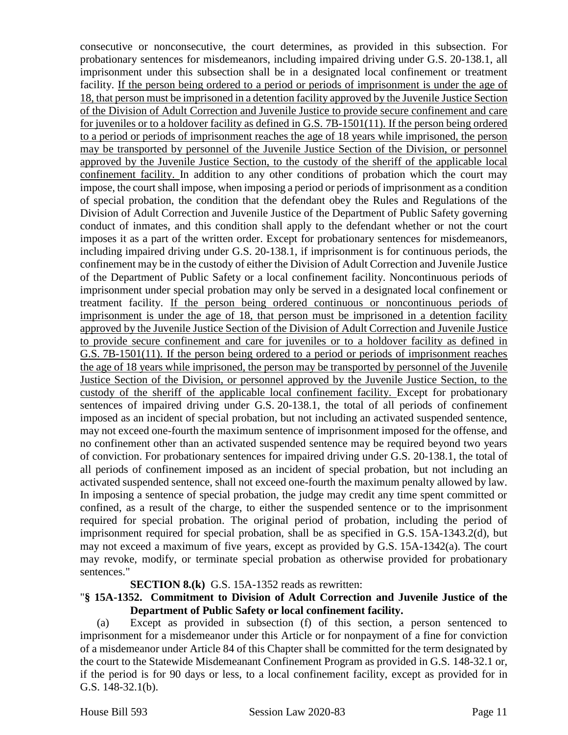consecutive or nonconsecutive, the court determines, as provided in this subsection. For probationary sentences for misdemeanors, including impaired driving under G.S. 20-138.1, all imprisonment under this subsection shall be in a designated local confinement or treatment facility. <u>If the person being ordered to a period or periods of imprisonment is under the age of 18, that person must be imprisoned in a detention facility approved by the Juvenile Justice Section of the Division of Adult Correction and Juvenile Justice to provide secure confinement and care for juveniles or to a holdover facility as defined in G.S. 7B-1501(11). If the person being ordered to a period or periods of imprisonment reaches the age of 18 years while imprisoned, the person may be transported by personnel of the Juvenile Justice Section of the Division, or personnel approved by the Juvenile Justice Section, to the custody of the sheriff of the applicable local confinement facility.</u> In addition to any other conditions of probation which the court may impose, the court shall impose, when imposing a period or periods of imprisonment as a condition of special probation, the condition that the defendant obey the Rules and Regulations of the Division of Adult Correction and Juvenile Justice of the Department of Public Safety governing conduct of inmates, and this condition shall apply to the defendant whether or not the court imposes it as a part of the written order. Except for probationary sentences for misdemeanors, including impaired driving under G.S. 20-138.1, if imprisonment is for continuous periods, the confinement may be in the custody of either the Division of Adult Correction and Juvenile Justice of the Department of Public Safety or a local confinement facility. Noncontinuous periods of imprisonment under special probation may only be served in a designated local confinement or treatment facility. <u>If the person being ordered continuous or noncontinuous periods of imprisonment is under the age of 18, that person must be imprisoned in a detention facility approved by the Juvenile Justice Section of the Division of Adult Correction and Juvenile Justice to provide secure confinement and care for juveniles or to a holdover facility as defined in G.S. 7B-1501(11). If the person being ordered to a period or periods of imprisonment reaches the age of 18 years while imprisoned, the person may be transported by personnel of the Juvenile Justice Section of the Division, or personnel approved by the Juvenile Justice Section, to the custody of the sheriff of the applicable local confinement facility.</u> Except for probationary sentences of impaired driving under G.S. 20-138.1, the total of all periods of confinement imposed as an incident of special probation, but not including an activated suspended sentence, may not exceed one-fourth the maximum sentence of imprisonment imposed for the offense, and no confinement other than an activated suspended sentence may be required beyond two years of conviction. For probationary sentences for impaired driving under G.S. 20-138.1, the total of all periods of confinement imposed as an incident of special probation, but not including an activated suspended sentence, shall not exceed one-fourth the maximum penalty allowed by law. In imposing a sentence of special probation, the judge may credit any time spent committed or confined, as a result of the charge, to either the suspended sentence or to the imprisonment required for special probation. The original period of probation, including the period of imprisonment required for special probation, shall be as specified in G.S. 15A-1343.2(d), but may not exceed a maximum of five years, except as provided by G.S. 15A-1342(a). The court may revoke, modify, or terminate special probation as otherwise provided for probationary sentences."

**SECTION 8.(k)** G.S. 15A-1352 reads as rewritten:

"**§ 15A-1352. Commitment to Division of Adult Correction and Juvenile Justice of the Department of Public Safety or local confinement facility.**

(a) Except as provided in subsection (f) of this section, a person sentenced to imprisonment for a misdemeanor under this Article or for nonpayment of a fine for conviction of a misdemeanor under Article 84 of this Chapter shall be committed for the term designated by the court to the Statewide Misdemeanant Confinement Program as provided in G.S. 148-32.1 or, if the period is for 90 days or less, to a local confinement facility, except as provided for in G.S. 148-32.1(b).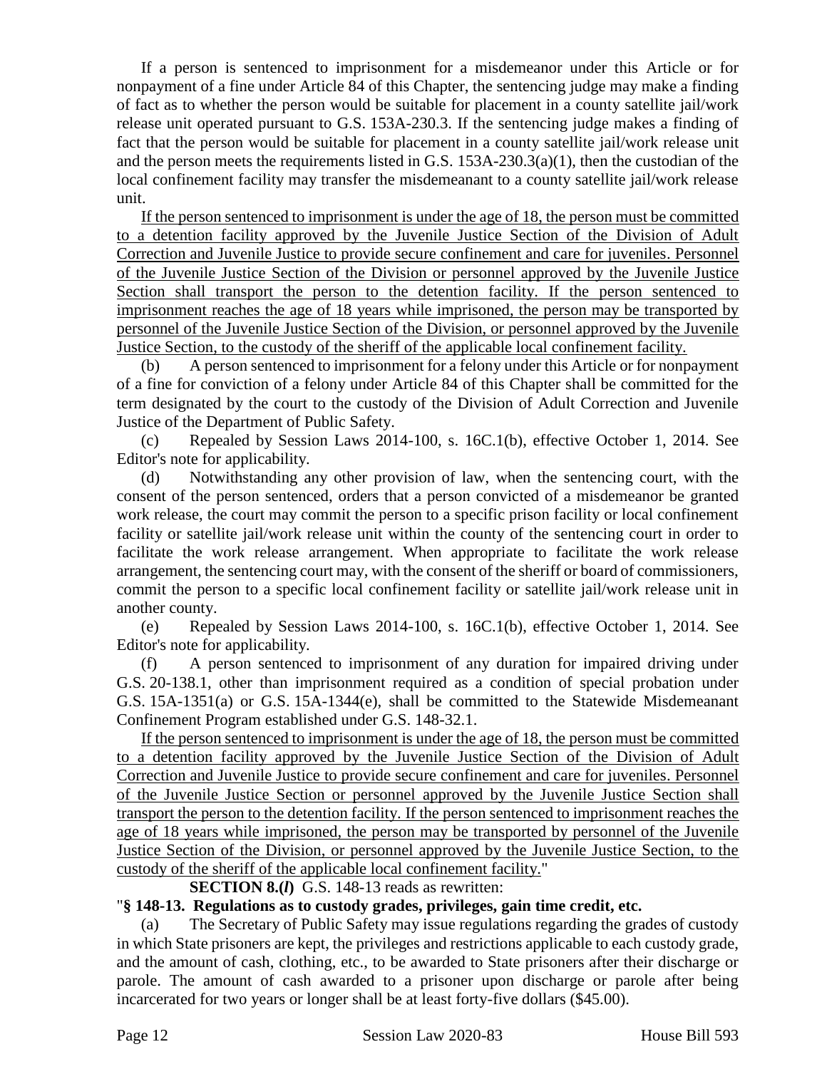If a person is sentenced to imprisonment for a misdemeanor under this Article or for nonpayment of a fine under Article 84 of this Chapter, the sentencing judge may make a finding of fact as to whether the person would be suitable for placement in a county satellite jail/work release unit operated pursuant to G.S. 153A-230.3. If the sentencing judge makes a finding of fact that the person would be suitable for placement in a county satellite jail/work release unit and the person meets the requirements listed in G.S. 153A-230.3(a)(1), then the custodian of the local confinement facility may transfer the misdemeanant to a county satellite jail/work release unit.

<u>If the person sentenced to imprisonment is under the age of 18, the person must be committed to a detention facility approved by the Juvenile Justice Section of the Division of Adult Correction and Juvenile Justice to provide secure confinement and care for juveniles. Personnel of the Juvenile Justice Section of the Division or personnel approved by the Juvenile Justice Section shall transport the person to the detention facility. If the person sentenced to imprisonment reaches the age of 18 years while imprisoned, the person may be transported by personnel of the Juvenile Justice Section of the Division, or personnel approved by the Juvenile Justice Section, to the custody of the sheriff of the applicable local confinement facility.</u>

(b) A person sentenced to imprisonment for a felony under this Article or for nonpayment of a fine for conviction of a felony under Article 84 of this Chapter shall be committed for the term designated by the court to the custody of the Division of Adult Correction and Juvenile Justice of the Department of Public Safety.

(c) Repealed by Session Laws 2014-100, s. 16C.1(b), effective October 1, 2014. See Editor's note for applicability.

(d) Notwithstanding any other provision of law, when the sentencing court, with the consent of the person sentenced, orders that a person convicted of a misdemeanor be granted work release, the court may commit the person to a specific prison facility or local confinement facility or satellite jail/work release unit within the county of the sentencing court in order to facilitate the work release arrangement. When appropriate to facilitate the work release arrangement, the sentencing court may, with the consent of the sheriff or board of commissioners, commit the person to a specific local confinement facility or satellite jail/work release unit in another county.

(e) Repealed by Session Laws 2014-100, s. 16C.1(b), effective October 1, 2014. See Editor's note for applicability.

(f) A person sentenced to imprisonment of any duration for impaired driving under G.S. 20-138.1, other than imprisonment required as a condition of special probation under G.S. 15A-1351(a) or G.S. 15A-1344(e), shall be committed to the Statewide Misdemeanant Confinement Program established under G.S. 148-32.1.

<u>If the person sentenced to imprisonment is under the age of 18, the person must be committed to a detention facility approved by the Juvenile Justice Section of the Division of Adult Correction and Juvenile Justice to provide secure confinement and care for juveniles. Personnel of the Juvenile Justice Section or personnel approved by the Juvenile Justice Section shall transport the person to the detention facility. If the person sentenced to imprisonment reaches the age of 18 years while imprisoned, the person may be transported by personnel of the Juvenile Justice Section of the Division, or personnel approved by the Juvenile Justice Section, to the custody of the sheriff of the applicable local confinement facility.</u>"

**SECTION 8.(*l*)** G.S. 148-13 reads as rewritten:

"**§ 148-13. Regulations as to custody grades, privileges, gain time credit, etc.**

(a) The Secretary of Public Safety may issue regulations regarding the grades of custody in which State prisoners are kept, the privileges and restrictions applicable to each custody grade, and the amount of cash, clothing, etc., to be awarded to State prisoners after their discharge or parole. The amount of cash awarded to a prisoner upon discharge or parole after being incarcerated for two years or longer shall be at least forty-five dollars ($45.00).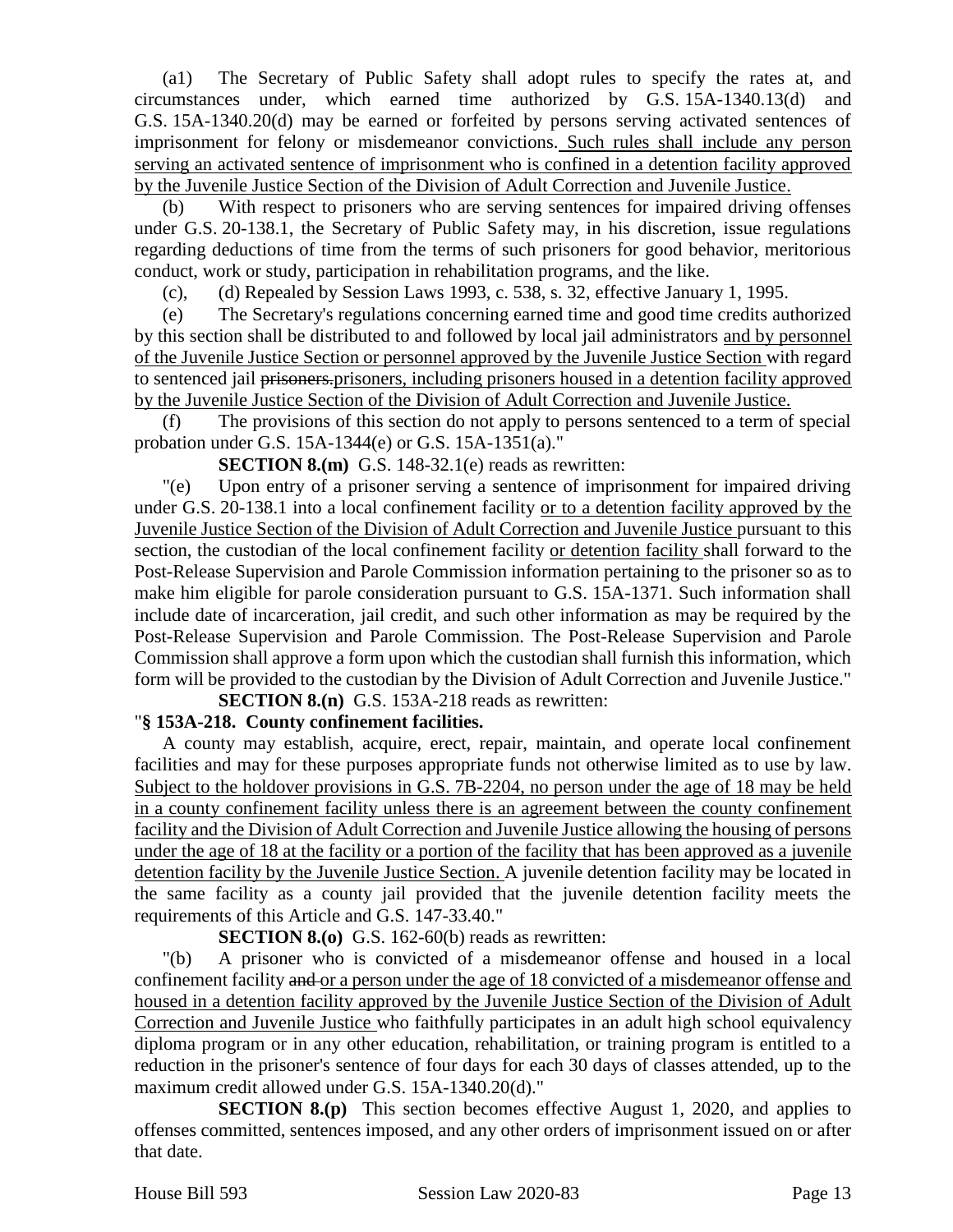(a1) The Secretary of Public Safety shall adopt rules to specify the rates at, and circumstances under, which earned time authorized by G.S. 15A-1340.13(d) and G.S. 15A-1340.20(d) may be earned or forfeited by persons serving activated sentences of imprisonment for felony or misdemeanor convictions. Such rules shall include any person serving an activated sentence of imprisonment who is confined in a detention facility approved by the Juvenile Justice Section of the Division of Adult Correction and Juvenile Justice.

(b) With respect to prisoners who are serving sentences for impaired driving offenses under G.S. 20-138.1, the Secretary of Public Safety may, in his discretion, issue regulations regarding deductions of time from the terms of such prisoners for good behavior, meritorious conduct, work or study, participation in rehabilitation programs, and the like.

(c), (d) Repealed by Session Laws 1993, c. 538, s. 32, effective January 1, 1995.

(e) The Secretary's regulations concerning earned time and good time credits authorized by this section shall be distributed to and followed by local jail administrators and by personnel of the Juvenile Justice Section or personnel approved by the Juvenile Justice Section with regard to sentenced jail ~~prisoners.~~prisoners, including prisoners housed in a detention facility approved by the Juvenile Justice Section of the Division of Adult Correction and Juvenile Justice.

(f) The provisions of this section do not apply to persons sentenced to a term of special probation under G.S. 15A-1344(e) or G.S. 15A-1351(a)."

**SECTION 8.(m)** G.S. 148-32.1(e) reads as rewritten:

"(e) Upon entry of a prisoner serving a sentence of imprisonment for impaired driving under G.S. 20-138.1 into a local confinement facility or to a detention facility approved by the Juvenile Justice Section of the Division of Adult Correction and Juvenile Justice pursuant to this section, the custodian of the local confinement facility or detention facility shall forward to the Post-Release Supervision and Parole Commission information pertaining to the prisoner so as to make him eligible for parole consideration pursuant to G.S. 15A-1371. Such information shall include date of incarceration, jail credit, and such other information as may be required by the Post-Release Supervision and Parole Commission. The Post-Release Supervision and Parole Commission shall approve a form upon which the custodian shall furnish this information, which form will be provided to the custodian by the Division of Adult Correction and Juvenile Justice."

**SECTION 8.(n)** G.S. 153A-218 reads as rewritten:

"**§ 153A-218. County confinement facilities.**

A county may establish, acquire, erect, repair, maintain, and operate local confinement facilities and may for these purposes appropriate funds not otherwise limited as to use by law. Subject to the holdover provisions in G.S. 7B-2204, no person under the age of 18 may be held in a county confinement facility unless there is an agreement between the county confinement facility and the Division of Adult Correction and Juvenile Justice allowing the housing of persons under the age of 18 at the facility or a portion of the facility that has been approved as a juvenile detention facility by the Juvenile Justice Section. A juvenile detention facility may be located in the same facility as a county jail provided that the juvenile detention facility meets the requirements of this Article and G.S. 147-33.40."

**SECTION 8.(o)** G.S. 162-60(b) reads as rewritten:

"(b) A prisoner who is convicted of a misdemeanor offense and housed in a local confinement facility ~~and~~ or a person under the age of 18 convicted of a misdemeanor offense and housed in a detention facility approved by the Juvenile Justice Section of the Division of Adult Correction and Juvenile Justice who faithfully participates in an adult high school equivalency diploma program or in any other education, rehabilitation, or training program is entitled to a reduction in the prisoner's sentence of four days for each 30 days of classes attended, up to the maximum credit allowed under G.S. 15A-1340.20(d)."

**SECTION 8.(p)** This section becomes effective August 1, 2020, and applies to offenses committed, sentences imposed, and any other orders of imprisonment issued on or after that date.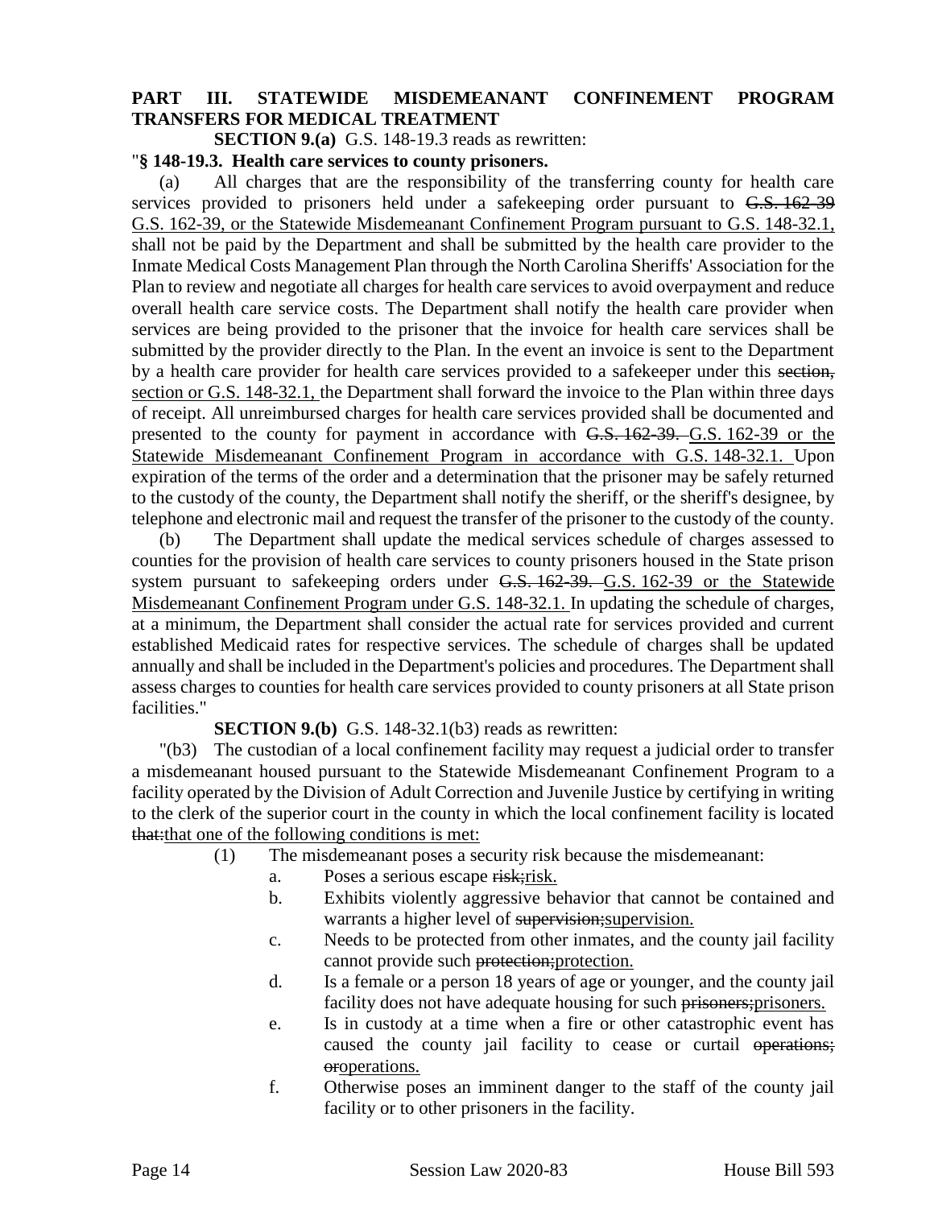**PART III. STATEWIDE MISDEMEANANT CONFINEMENT PROGRAM TRANSFERS FOR MEDICAL TREATMENT**

**SECTION 9.(a)** G.S. 148-19.3 reads as rewritten:

"**§ 148-19.3. Health care services to county prisoners.**

(a) All charges that are the responsibility of the transferring county for health care services provided to prisoners held under a safekeeping order pursuant to ~~G.S. 162-39~~ G.S. 162-39, or the Statewide Misdemeanant Confinement Program pursuant to G.S. 148-32.1, shall not be paid by the Department and shall be submitted by the health care provider to the Inmate Medical Costs Management Plan through the North Carolina Sheriffs' Association for the Plan to review and negotiate all charges for health care services to avoid overpayment and reduce overall health care service costs. The Department shall notify the health care provider when services are being provided to the prisoner that the invoice for health care services shall be submitted by the provider directly to the Plan. In the event an invoice is sent to the Department by a health care provider for health care services provided to a safekeeper under this ~~section,~~ section or G.S. 148-32.1, the Department shall forward the invoice to the Plan within three days of receipt. All unreimbursed charges for health care services provided shall be documented and presented to the county for payment in accordance with ~~G.S. 162-39.~~ G.S. 162-39 or the Statewide Misdemeanant Confinement Program in accordance with G.S. 148-32.1. Upon expiration of the terms of the order and a determination that the prisoner may be safely returned to the custody of the county, the Department shall notify the sheriff, or the sheriff's designee, by telephone and electronic mail and request the transfer of the prisoner to the custody of the county.

(b) The Department shall update the medical services schedule of charges assessed to counties for the provision of health care services to county prisoners housed in the State prison system pursuant to safekeeping orders under ~~G.S. 162-39.~~ G.S. 162-39 or the Statewide Misdemeanant Confinement Program under G.S. 148-32.1. In updating the schedule of charges, at a minimum, the Department shall consider the actual rate for services provided and current established Medicaid rates for respective services. The schedule of charges shall be updated annually and shall be included in the Department's policies and procedures. The Department shall assess charges to counties for health care services provided to county prisoners at all State prison facilities."

**SECTION 9.(b)** G.S. 148-32.1(b3) reads as rewritten:

"(b3) The custodian of a local confinement facility may request a judicial order to transfer a misdemeanant housed pursuant to the Statewide Misdemeanant Confinement Program to a facility operated by the Division of Adult Correction and Juvenile Justice by certifying in writing to the clerk of the superior court in the county in which the local confinement facility is located ~~that:~~that one of the following conditions is met:

(1) The misdemeanant poses a security risk because the misdemeanant:

a. Poses a serious escape ~~risk;~~risk.

b. Exhibits violently aggressive behavior that cannot be contained and warrants a higher level of ~~supervision;~~supervision.

c. Needs to be protected from other inmates, and the county jail facility cannot provide such ~~protection;~~protection.

d. Is a female or a person 18 years of age or younger, and the county jail facility does not have adequate housing for such ~~prisoners;~~prisoners.

e. Is in custody at a time when a fire or other catastrophic event has caused the county jail facility to cease or curtail ~~operations; or~~operations.

f. Otherwise poses an imminent danger to the staff of the county jail facility or to other prisoners in the facility.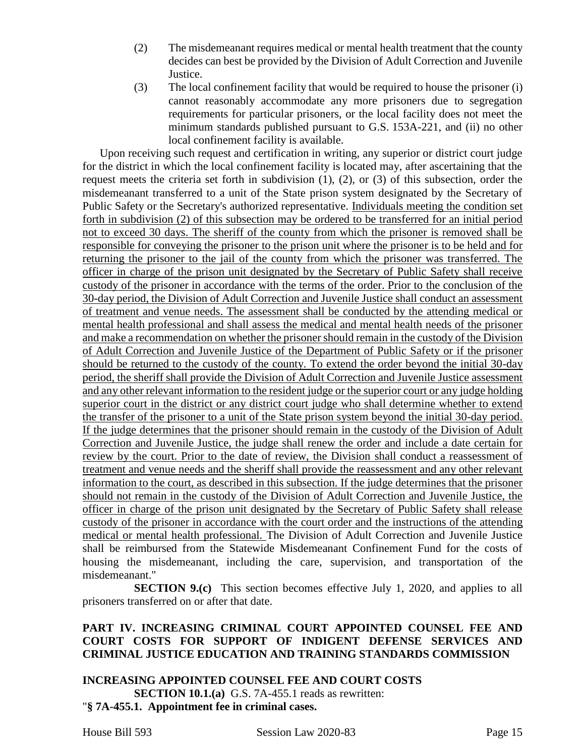(2) The misdemeanant requires medical or mental health treatment that the county decides can best be provided by the Division of Adult Correction and Juvenile Justice.

(3) The local confinement facility that would be required to house the prisoner (i) cannot reasonably accommodate any more prisoners due to segregation requirements for particular prisoners, or the local facility does not meet the minimum standards published pursuant to G.S. 153A-221, and (ii) no other local confinement facility is available.

Upon receiving such request and certification in writing, any superior or district court judge for the district in which the local confinement facility is located may, after ascertaining that the request meets the criteria set forth in subdivision (1), (2), or (3) of this subsection, order the misdemeanant transferred to a unit of the State prison system designated by the Secretary of Public Safety or the Secretary's authorized representative. <u>Individuals meeting the condition set forth in subdivision (2) of this subsection may be ordered to be transferred for an initial period not to exceed 30 days. The sheriff of the county from which the prisoner is removed shall be responsible for conveying the prisoner to the prison unit where the prisoner is to be held and for returning the prisoner to the jail of the county from which the prisoner was transferred. The officer in charge of the prison unit designated by the Secretary of Public Safety shall receive custody of the prisoner in accordance with the terms of the order. Prior to the conclusion of the 30-day period, the Division of Adult Correction and Juvenile Justice shall conduct an assessment of treatment and venue needs. The assessment shall be conducted by the attending medical or mental health professional and shall assess the medical and mental health needs of the prisoner and make a recommendation on whether the prisoner should remain in the custody of the Division of Adult Correction and Juvenile Justice of the Department of Public Safety or if the prisoner should be returned to the custody of the county. To extend the order beyond the initial 30-day period, the sheriff shall provide the Division of Adult Correction and Juvenile Justice assessment and any other relevant information to the resident judge or the superior court or any judge holding superior court in the district or any district court judge who shall determine whether to extend the transfer of the prisoner to a unit of the State prison system beyond the initial 30-day period. If the judge determines that the prisoner should remain in the custody of the Division of Adult Correction and Juvenile Justice, the judge shall renew the order and include a date certain for review by the court. Prior to the date of review, the Division shall conduct a reassessment of treatment and venue needs and the sheriff shall provide the reassessment and any other relevant information to the court, as described in this subsection. If the judge determines that the prisoner should not remain in the custody of the Division of Adult Correction and Juvenile Justice, the officer in charge of the prison unit designated by the Secretary of Public Safety shall release custody of the prisoner in accordance with the court order and the instructions of the attending medical or mental health professional.</u> The Division of Adult Correction and Juvenile Justice shall be reimbursed from the Statewide Misdemeanant Confinement Fund for the costs of housing the misdemeanant, including the care, supervision, and transportation of the misdemeanant."

**SECTION 9.(c)** This section becomes effective July 1, 2020, and applies to all prisoners transferred on or after that date.

## PART IV. INCREASING CRIMINAL COURT APPOINTED COUNSEL FEE AND COURT COSTS FOR SUPPORT OF INDIGENT DEFENSE SERVICES AND CRIMINAL JUSTICE EDUCATION AND TRAINING STANDARDS COMMISSION

### INCREASING APPOINTED COUNSEL FEE AND COURT COSTS

**SECTION 10.1.(a)** G.S. 7A-455.1 reads as rewritten:

"**§ 7A-455.1. Appointment fee in criminal cases.**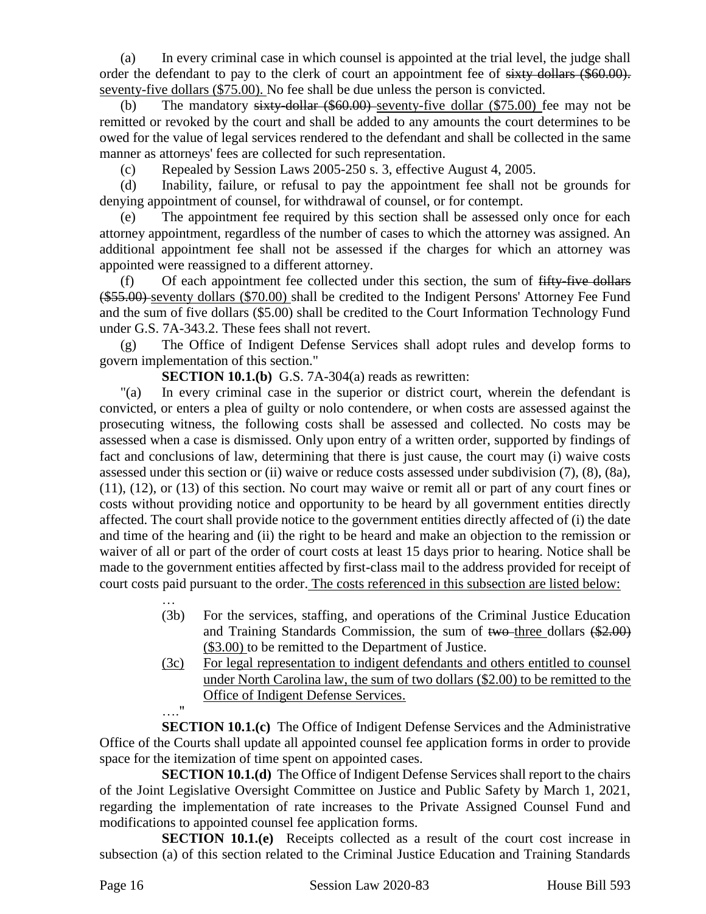(a) In every criminal case in which counsel is appointed at the trial level, the judge shall order the defendant to pay to the clerk of court an appointment fee of ~~sixty dollars ($60.00).~~ <u>seventy-five dollars ($75.00).</u> No fee shall be due unless the person is convicted.

(b) The mandatory ~~sixty-dollar ($60.00)~~ <u>seventy-five dollar ($75.00)</u> fee may not be remitted or revoked by the court and shall be added to any amounts the court determines to be owed for the value of legal services rendered to the defendant and shall be collected in the same manner as attorneys' fees are collected for such representation.

(c) Repealed by Session Laws 2005-250 s. 3, effective August 4, 2005.

(d) Inability, failure, or refusal to pay the appointment fee shall not be grounds for denying appointment of counsel, for withdrawal of counsel, or for contempt.

(e) The appointment fee required by this section shall be assessed only once for each attorney appointment, regardless of the number of cases to which the attorney was assigned. An additional appointment fee shall not be assessed if the charges for which an attorney was appointed were reassigned to a different attorney.

(f) Of each appointment fee collected under this section, the sum of ~~fifty-five dollars ($55.00)~~ <u>seventy dollars ($70.00)</u> shall be credited to the Indigent Persons' Attorney Fee Fund and the sum of five dollars ($5.00) shall be credited to the Court Information Technology Fund under G.S. 7A-343.2. These fees shall not revert.

(g) The Office of Indigent Defense Services shall adopt rules and develop forms to govern implementation of this section."

**SECTION 10.1.(b)** G.S. 7A-304(a) reads as rewritten:

"(a) In every criminal case in the superior or district court, wherein the defendant is convicted, or enters a plea of guilty or nolo contendere, or when costs are assessed against the prosecuting witness, the following costs shall be assessed and collected. No costs may be assessed when a case is dismissed. Only upon entry of a written order, supported by findings of fact and conclusions of law, determining that there is just cause, the court may (i) waive costs assessed under this section or (ii) waive or reduce costs assessed under subdivision (7), (8), (8a), (11), (12), or (13) of this section. No court may waive or remit all or part of any court fines or costs without providing notice and opportunity to be heard by all government entities directly affected. The court shall provide notice to the government entities directly affected of (i) the date and time of the hearing and (ii) the right to be heard and make an objection to the remission or waiver of all or part of the order of court costs at least 15 days prior to hearing. Notice shall be made to the government entities affected by first-class mail to the address provided for receipt of court costs paid pursuant to the order. <u>The costs referenced in this subsection are listed below:</u>

…

(3b) For the services, staffing, and operations of the Criminal Justice Education and Training Standards Commission, the sum of ~~two~~ <u>three</u> dollars ~~($2.00)~~ <u>($3.00)</u> to be remitted to the Department of Justice.

<u>(3c) For legal representation to indigent defendants and others entitled to counsel under North Carolina law, the sum of two dollars ($2.00) to be remitted to the Office of Indigent Defense Services.</u>

…."

**SECTION 10.1.(c)** The Office of Indigent Defense Services and the Administrative Office of the Courts shall update all appointed counsel fee application forms in order to provide space for the itemization of time spent on appointed cases.

**SECTION 10.1.(d)** The Office of Indigent Defense Services shall report to the chairs of the Joint Legislative Oversight Committee on Justice and Public Safety by March 1, 2021, regarding the implementation of rate increases to the Private Assigned Counsel Fund and modifications to appointed counsel fee application forms.

**SECTION 10.1.(e)** Receipts collected as a result of the court cost increase in subsection (a) of this section related to the Criminal Justice Education and Training Standards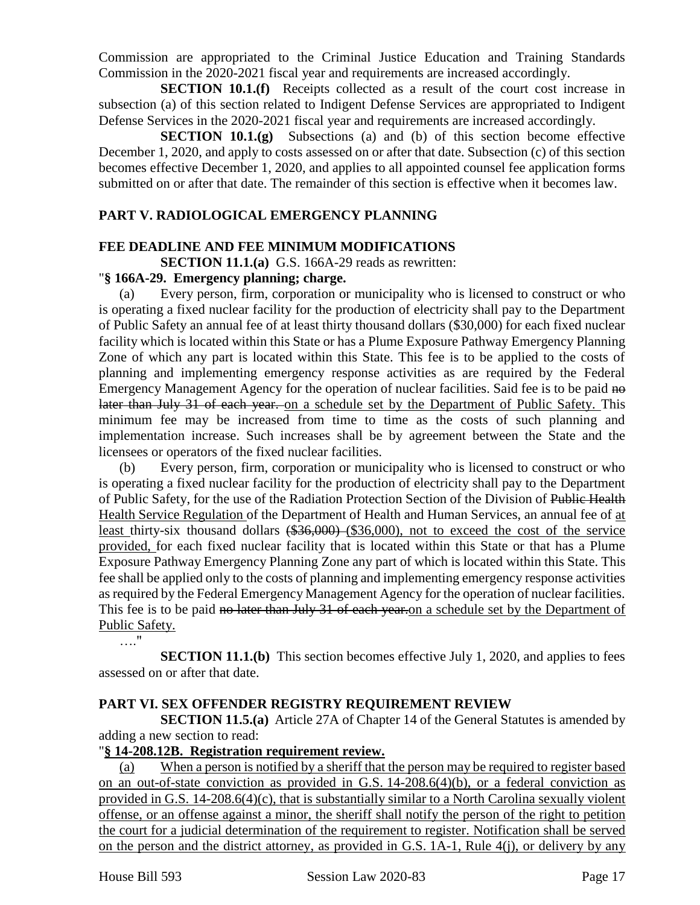Commission are appropriated to the Criminal Justice Education and Training Standards Commission in the 2020-2021 fiscal year and requirements are increased accordingly.

**SECTION 10.1.(f)** Receipts collected as a result of the court cost increase in subsection (a) of this section related to Indigent Defense Services are appropriated to Indigent Defense Services in the 2020-2021 fiscal year and requirements are increased accordingly.

**SECTION 10.1.(g)** Subsections (a) and (b) of this section become effective December 1, 2020, and apply to costs assessed on or after that date. Subsection (c) of this section becomes effective December 1, 2020, and applies to all appointed counsel fee application forms submitted on or after that date. The remainder of this section is effective when it becomes law.

## PART V. RADIOLOGICAL EMERGENCY PLANNING

### FEE DEADLINE AND FEE MINIMUM MODIFICATIONS

**SECTION 11.1.(a)** G.S. 166A-29 reads as rewritten:

"**§ 166A-29. Emergency planning; charge.**

(a) Every person, firm, corporation or municipality who is licensed to construct or who is operating a fixed nuclear facility for the production of electricity shall pay to the Department of Public Safety an annual fee of at least thirty thousand dollars ($30,000) for each fixed nuclear facility which is located within this State or has a Plume Exposure Pathway Emergency Planning Zone of which any part is located within this State. This fee is to be applied to the costs of planning and implementing emergency response activities as are required by the Federal Emergency Management Agency for the operation of nuclear facilities. Said fee is to be paid ~~no later than July 31 of each year.~~ <u>on a schedule set by the Department of Public Safety.</u> This minimum fee may be increased from time to time as the costs of such planning and implementation increase. Such increases shall be by agreement between the State and the licensees or operators of the fixed nuclear facilities.

(b) Every person, firm, corporation or municipality who is licensed to construct or who is operating a fixed nuclear facility for the production of electricity shall pay to the Department of Public Safety, for the use of the Radiation Protection Section of the Division of ~~Public Health~~ <u>Health Service Regulation</u> of the Department of Health and Human Services, an annual fee of <u>at least</u> thirty-six thousand dollars ~~($36,000)~~ <u>($36,000), not to exceed the cost of the service provided,</u> for each fixed nuclear facility that is located within this State or that has a Plume Exposure Pathway Emergency Planning Zone any part of which is located within this State. This fee shall be applied only to the costs of planning and implementing emergency response activities as required by the Federal Emergency Management Agency for the operation of nuclear facilities. This fee is to be paid ~~no later than July 31 of each year.~~<u>on a schedule set by the Department of Public Safety.</u>

…."

**SECTION 11.1.(b)** This section becomes effective July 1, 2020, and applies to fees assessed on or after that date.

## PART VI. SEX OFFENDER REGISTRY REQUIREMENT REVIEW

**SECTION 11.5.(a)** Article 27A of Chapter 14 of the General Statutes is amended by adding a new section to read:

"<u>**§ 14-208.12B. Registration requirement review.**</u>

<u>(a) When a person is notified by a sheriff that the person may be required to register based on an out-of-state conviction as provided in G.S. 14-208.6(4)(b), or a federal conviction as provided in G.S. 14-208.6(4)(c), that is substantially similar to a North Carolina sexually violent offense, or an offense against a minor, the sheriff shall notify the person of the right to petition the court for a judicial determination of the requirement to register. Notification shall be served on the person and the district attorney, as provided in G.S. 1A-1, Rule 4(j), or delivery by any</u>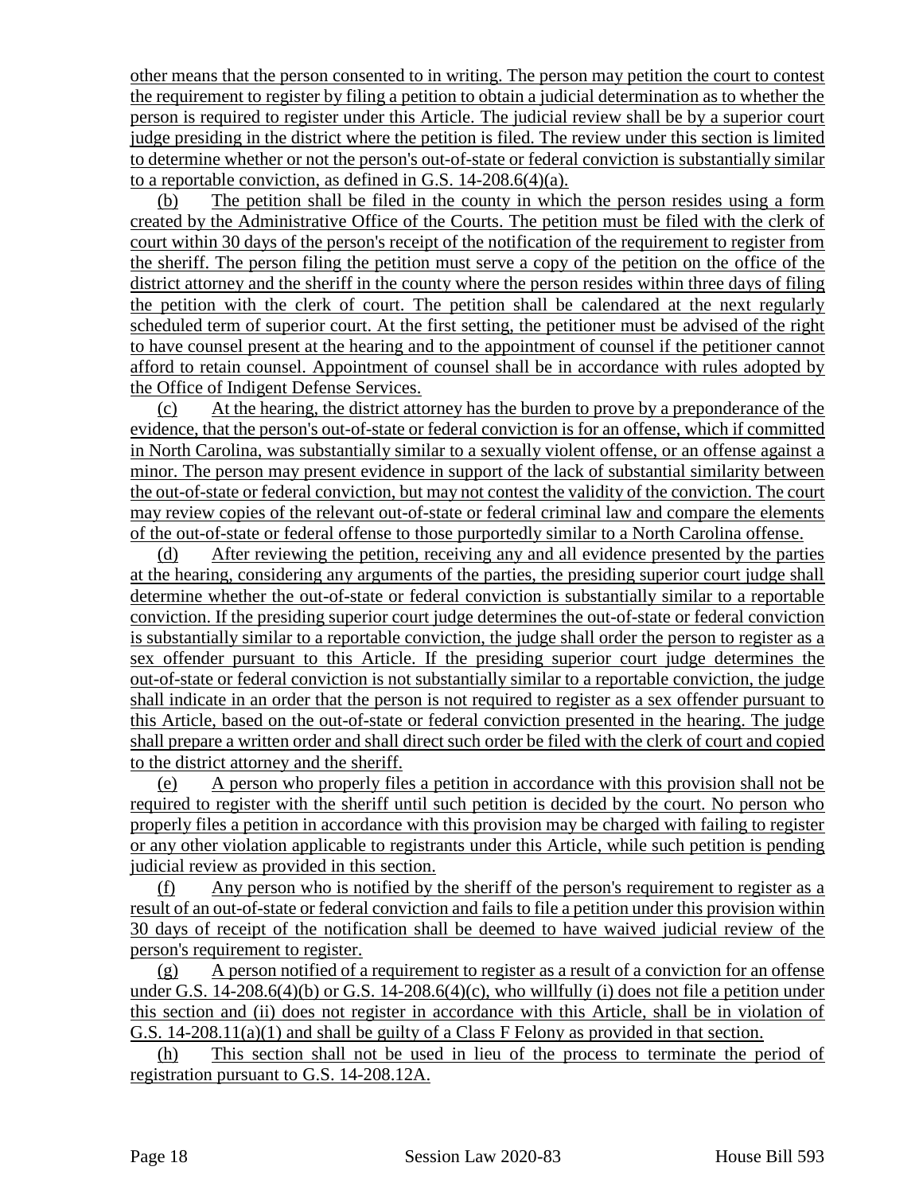other means that the person consented to in writing. The person may petition the court to contest the requirement to register by filing a petition to obtain a judicial determination as to whether the person is required to register under this Article. The judicial review shall be by a superior court judge presiding in the district where the petition is filed. The review under this section is limited to determine whether or not the person's out-of-state or federal conviction is substantially similar to a reportable conviction, as defined in G.S. 14-208.6(4)(a).

(b) The petition shall be filed in the county in which the person resides using a form created by the Administrative Office of the Courts. The petition must be filed with the clerk of court within 30 days of the person's receipt of the notification of the requirement to register from the sheriff. The person filing the petition must serve a copy of the petition on the office of the district attorney and the sheriff in the county where the person resides within three days of filing the petition with the clerk of court. The petition shall be calendared at the next regularly scheduled term of superior court. At the first setting, the petitioner must be advised of the right to have counsel present at the hearing and to the appointment of counsel if the petitioner cannot afford to retain counsel. Appointment of counsel shall be in accordance with rules adopted by the Office of Indigent Defense Services.

(c) At the hearing, the district attorney has the burden to prove by a preponderance of the evidence, that the person's out-of-state or federal conviction is for an offense, which if committed in North Carolina, was substantially similar to a sexually violent offense, or an offense against a minor. The person may present evidence in support of the lack of substantial similarity between the out-of-state or federal conviction, but may not contest the validity of the conviction. The court may review copies of the relevant out-of-state or federal criminal law and compare the elements of the out-of-state or federal offense to those purportedly similar to a North Carolina offense.

(d) After reviewing the petition, receiving any and all evidence presented by the parties at the hearing, considering any arguments of the parties, the presiding superior court judge shall determine whether the out-of-state or federal conviction is substantially similar to a reportable conviction. If the presiding superior court judge determines the out-of-state or federal conviction is substantially similar to a reportable conviction, the judge shall order the person to register as a sex offender pursuant to this Article. If the presiding superior court judge determines the out-of-state or federal conviction is not substantially similar to a reportable conviction, the judge shall indicate in an order that the person is not required to register as a sex offender pursuant to this Article, based on the out-of-state or federal conviction presented in the hearing. The judge shall prepare a written order and shall direct such order be filed with the clerk of court and copied to the district attorney and the sheriff.

(e) A person who properly files a petition in accordance with this provision shall not be required to register with the sheriff until such petition is decided by the court. No person who properly files a petition in accordance with this provision may be charged with failing to register or any other violation applicable to registrants under this Article, while such petition is pending judicial review as provided in this section.

(f) Any person who is notified by the sheriff of the person's requirement to register as a result of an out-of-state or federal conviction and fails to file a petition under this provision within 30 days of receipt of the notification shall be deemed to have waived judicial review of the person's requirement to register.

(g) A person notified of a requirement to register as a result of a conviction for an offense under G.S. 14-208.6(4)(b) or G.S. 14-208.6(4)(c), who willfully (i) does not file a petition under this section and (ii) does not register in accordance with this Article, shall be in violation of G.S. 14-208.11(a)(1) and shall be guilty of a Class F Felony as provided in that section.

(h) This section shall not be used in lieu of the process to terminate the period of registration pursuant to G.S. 14-208.12A.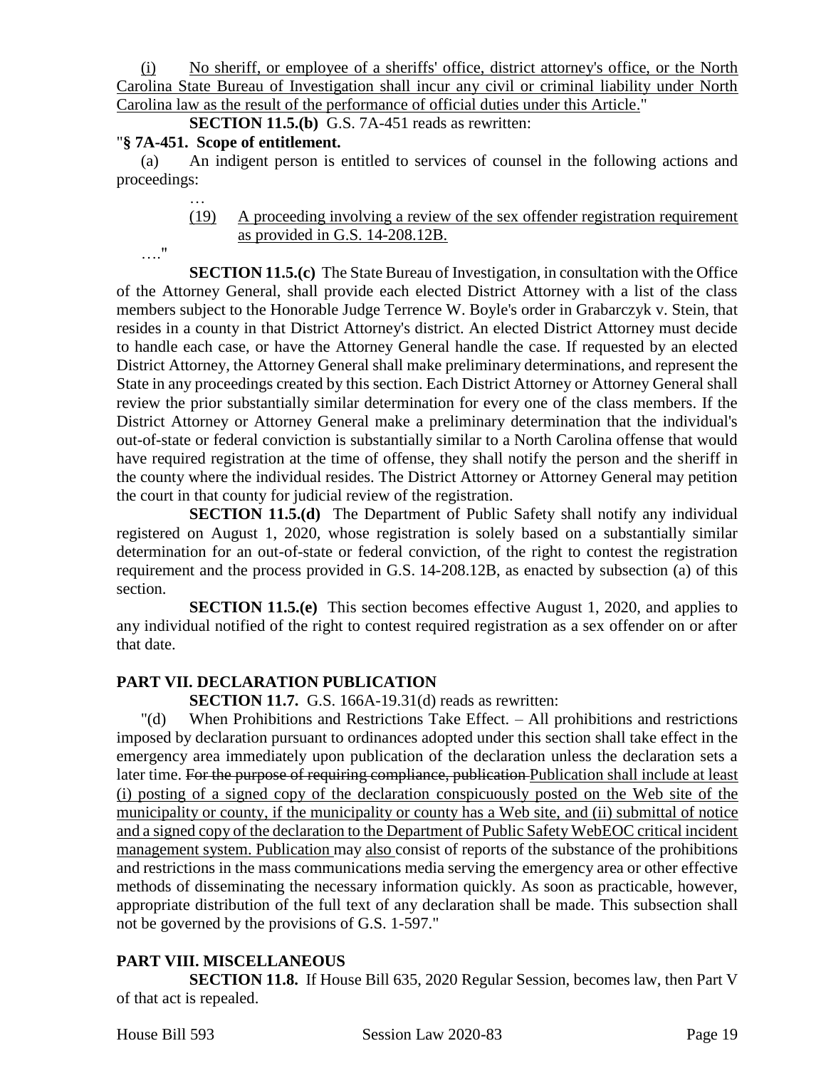(i) No sheriff, or employee of a sheriffs' office, district attorney's office, or the North Carolina State Bureau of Investigation shall incur any civil or criminal liability under North Carolina law as the result of the performance of official duties under this Article."

**SECTION 11.5.(b)** G.S. 7A-451 reads as rewritten:

"**§ 7A-451. Scope of entitlement.**

(a) An indigent person is entitled to services of counsel in the following actions and proceedings:

…

(19) A proceeding involving a review of the sex offender registration requirement as provided in G.S. 14-208.12B.

…."

**SECTION 11.5.(c)** The State Bureau of Investigation, in consultation with the Office of the Attorney General, shall provide each elected District Attorney with a list of the class members subject to the Honorable Judge Terrence W. Boyle's order in Grabarczyk v. Stein, that resides in a county in that District Attorney's district. An elected District Attorney must decide to handle each case, or have the Attorney General handle the case. If requested by an elected District Attorney, the Attorney General shall make preliminary determinations, and represent the State in any proceedings created by this section. Each District Attorney or Attorney General shall review the prior substantially similar determination for every one of the class members. If the District Attorney or Attorney General make a preliminary determination that the individual's out-of-state or federal conviction is substantially similar to a North Carolina offense that would have required registration at the time of offense, they shall notify the person and the sheriff in the county where the individual resides. The District Attorney or Attorney General may petition the court in that county for judicial review of the registration.

**SECTION 11.5.(d)** The Department of Public Safety shall notify any individual registered on August 1, 2020, whose registration is solely based on a substantially similar determination for an out-of-state or federal conviction, of the right to contest the registration requirement and the process provided in G.S. 14-208.12B, as enacted by subsection (a) of this section.

**SECTION 11.5.(e)** This section becomes effective August 1, 2020, and applies to any individual notified of the right to contest required registration as a sex offender on or after that date.

## PART VII. DECLARATION PUBLICATION

**SECTION 11.7.** G.S. 166A-19.31(d) reads as rewritten:

"(d) When Prohibitions and Restrictions Take Effect. – All prohibitions and restrictions imposed by declaration pursuant to ordinances adopted under this section shall take effect in the emergency area immediately upon publication of the declaration unless the declaration sets a later time. ~~For the purpose of requiring compliance, publication~~ Publication shall include at least (i) posting of a signed copy of the declaration conspicuously posted on the Web site of the municipality or county, if the municipality or county has a Web site, and (ii) submittal of notice and a signed copy of the declaration to the Department of Public Safety WebEOC critical incident management system. Publication may also consist of reports of the substance of the prohibitions and restrictions in the mass communications media serving the emergency area or other effective methods of disseminating the necessary information quickly. As soon as practicable, however, appropriate distribution of the full text of any declaration shall be made. This subsection shall not be governed by the provisions of G.S. 1-597."

## PART VIII. MISCELLANEOUS

**SECTION 11.8.** If House Bill 635, 2020 Regular Session, becomes law, then Part V of that act is repealed.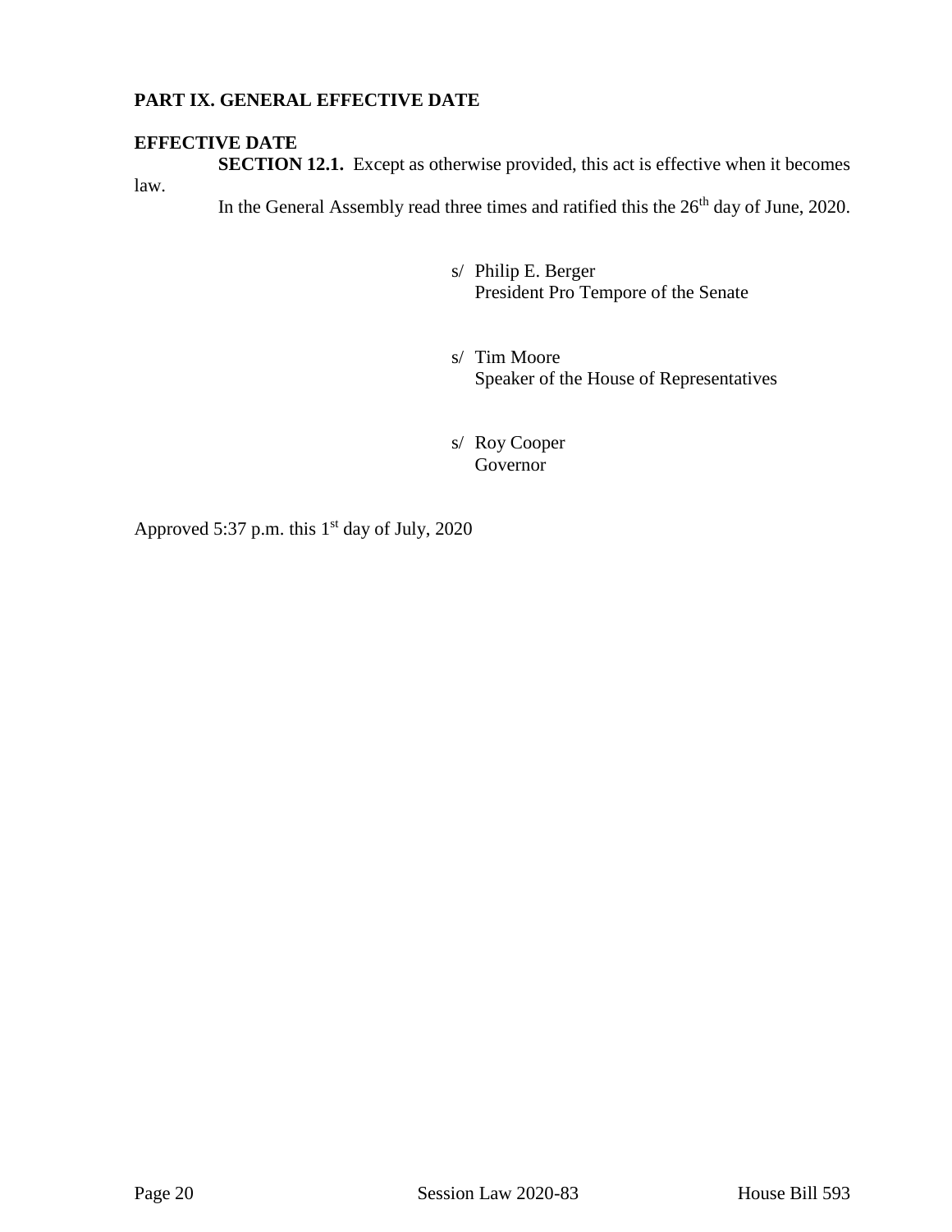**PART IX. GENERAL EFFECTIVE DATE**

**EFFECTIVE DATE**

**SECTION 12.1.** Except as otherwise provided, this act is effective when it becomes law.

In the General Assembly read three times and ratified this the 26th day of June, 2020.

s/ Philip E. Berger
President Pro Tempore of the Senate

s/ Tim Moore
Speaker of the House of Representatives

s/ Roy Cooper
Governor

Approved 5:37 p.m. this 1st day of July, 2020